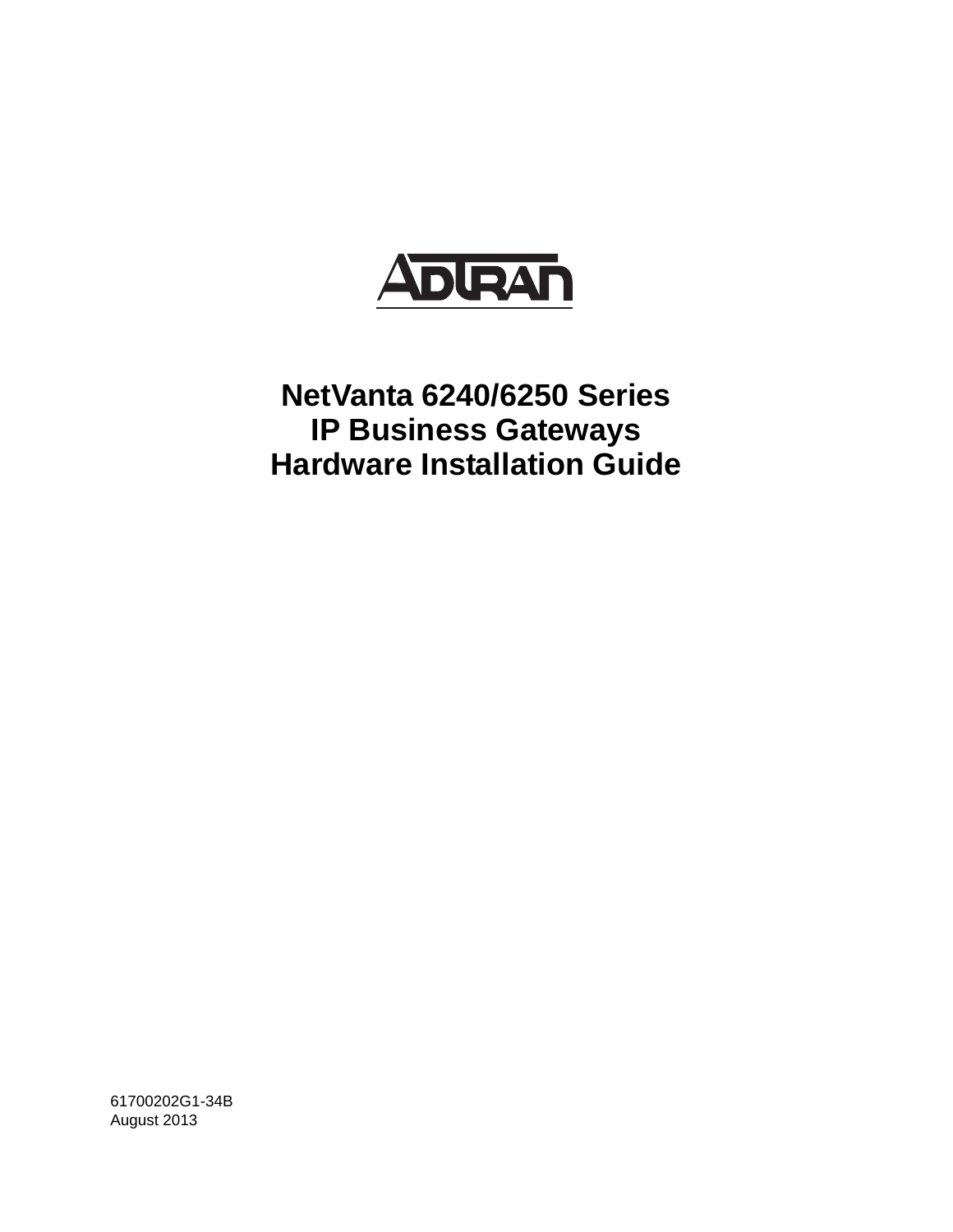ADTRAN

# NetVanta 6240/6250 Series
# IP Business Gateways
# Hardware Installation Guide

61700202G1-34B
August 2013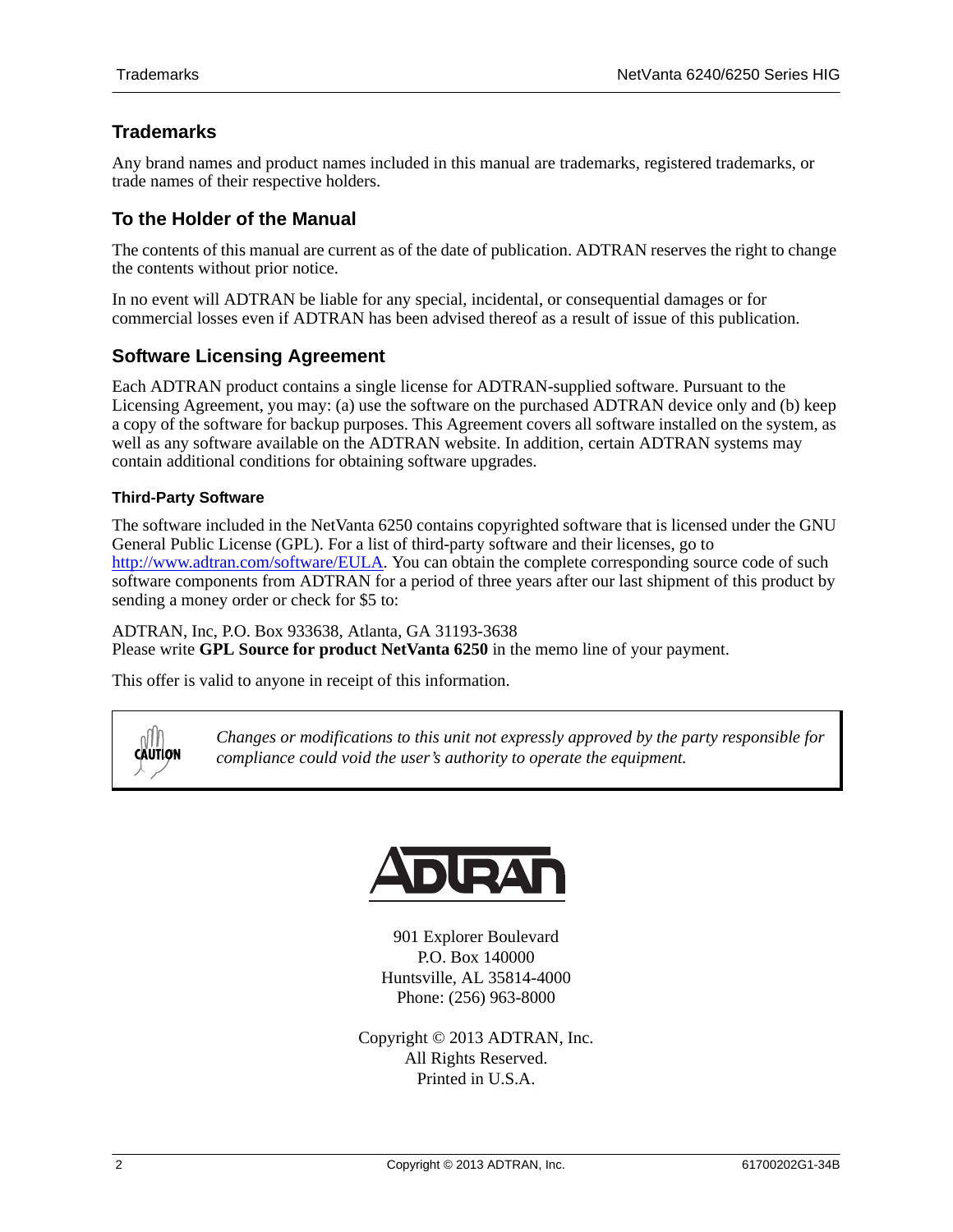## Trademarks

Any brand names and product names included in this manual are trademarks, registered trademarks, or trade names of their respective holders.

## To the Holder of the Manual

The contents of this manual are current as of the date of publication. ADTRAN reserves the right to change the contents without prior notice.

In no event will ADTRAN be liable for any special, incidental, or consequential damages or for commercial losses even if ADTRAN has been advised thereof as a result of issue of this publication.

## Software Licensing Agreement

Each ADTRAN product contains a single license for ADTRAN-supplied software. Pursuant to the Licensing Agreement, you may: (a) use the software on the purchased ADTRAN device only and (b) keep a copy of the software for backup purposes. This Agreement covers all software installed on the system, as well as any software available on the ADTRAN website. In addition, certain ADTRAN systems may contain additional conditions for obtaining software upgrades.

### Third-Party Software

The software included in the NetVanta 6250 contains copyrighted software that is licensed under the GNU General Public License (GPL). For a list of third-party software and their licenses, go to http://www.adtran.com/software/EULA. You can obtain the complete corresponding source code of such software components from ADTRAN for a period of three years after our last shipment of this product by sending a money order or check for $5 to:

ADTRAN, Inc, P.O. Box 933638, Atlanta, GA 31193-3638
Please write **GPL Source for product NetVanta 6250** in the memo line of your payment.

This offer is valid to anyone in receipt of this information.

> CAUTION
>
> *Changes or modifications to this unit not expressly approved by the party responsible for compliance could void the user's authority to operate the equipment.*

ADTRAN

901 Explorer Boulevard
P.O. Box 140000
Huntsville, AL 35814-4000
Phone: (256) 963-8000

Copyright © 2013 ADTRAN, Inc.
All Rights Reserved.
Printed in U.S.A.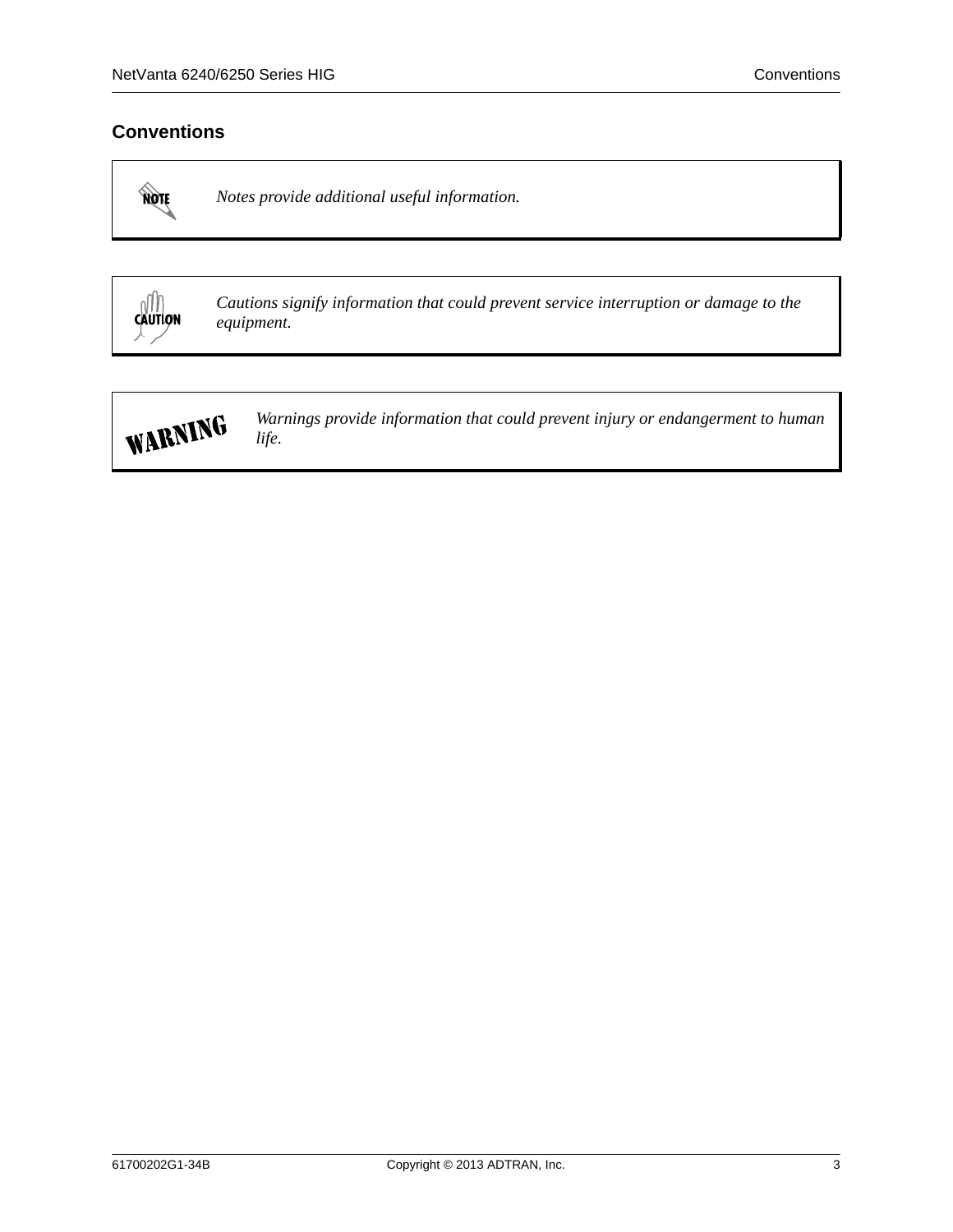## Conventions

| | |
|---|---|
| NOTE | *Notes provide additional useful information.* |

| | |
|---|---|
| CAUTION | *Cautions signify information that could prevent service interruption or damage to the equipment.* |

| | |
|---|---|
| WARNING | *Warnings provide information that could prevent injury or endangerment to human life.* |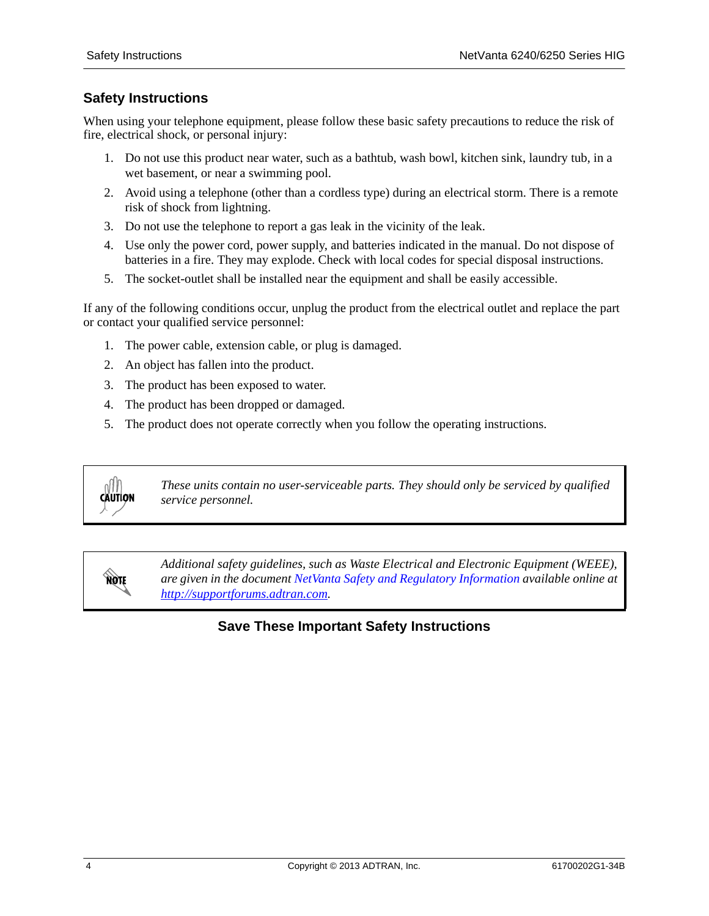## Safety Instructions

When using your telephone equipment, please follow these basic safety precautions to reduce the risk of fire, electrical shock, or personal injury:

1. Do not use this product near water, such as a bathtub, wash bowl, kitchen sink, laundry tub, in a wet basement, or near a swimming pool.
2. Avoid using a telephone (other than a cordless type) during an electrical storm. There is a remote risk of shock from lightning.
3. Do not use the telephone to report a gas leak in the vicinity of the leak.
4. Use only the power cord, power supply, and batteries indicated in the manual. Do not dispose of batteries in a fire. They may explode. Check with local codes for special disposal instructions.
5. The socket-outlet shall be installed near the equipment and shall be easily accessible.

If any of the following conditions occur, unplug the product from the electrical outlet and replace the part or contact your qualified service personnel:

1. The power cable, extension cable, or plug is damaged.
2. An object has fallen into the product.
3. The product has been exposed to water.
4. The product has been dropped or damaged.
5. The product does not operate correctly when you follow the operating instructions.

CAUTION

*These units contain no user-serviceable parts. They should only be serviced by qualified service personnel.*

NOTE

*Additional safety guidelines, such as Waste Electrical and Electronic Equipment (WEEE), are given in the document NetVanta Safety and Regulatory Information available online at http://supportforums.adtran.com.*

### Save These Important Safety Instructions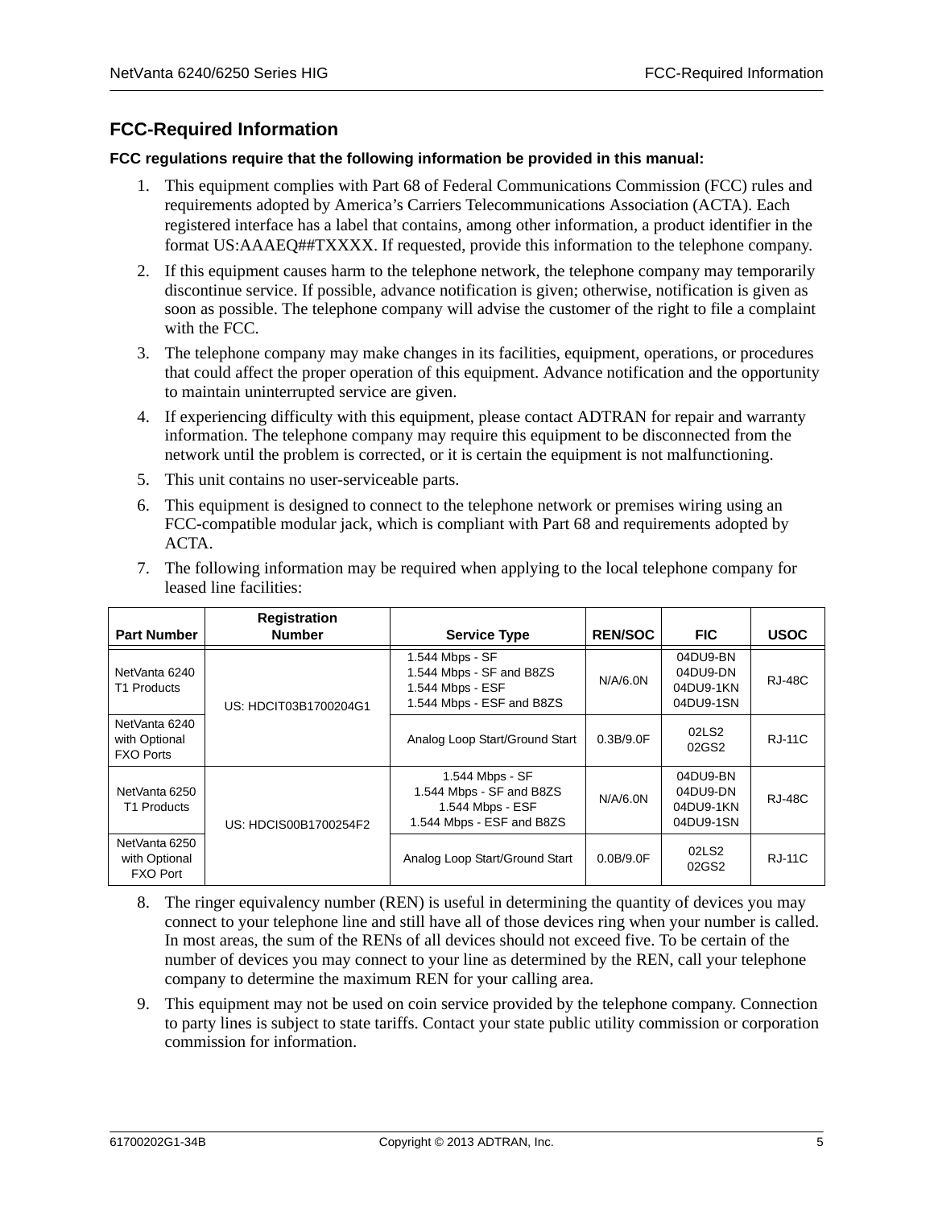## FCC-Required Information

**FCC regulations require that the following information be provided in this manual:**

1. This equipment complies with Part 68 of Federal Communications Commission (FCC) rules and requirements adopted by America's Carriers Telecommunications Association (ACTA). Each registered interface has a label that contains, among other information, a product identifier in the format US:AAAEQ##TXXXX. If requested, provide this information to the telephone company.
2. If this equipment causes harm to the telephone network, the telephone company may temporarily discontinue service. If possible, advance notification is given; otherwise, notification is given as soon as possible. The telephone company will advise the customer of the right to file a complaint with the FCC.
3. The telephone company may make changes in its facilities, equipment, operations, or procedures that could affect the proper operation of this equipment. Advance notification and the opportunity to maintain uninterrupted service are given.
4. If experiencing difficulty with this equipment, please contact ADTRAN for repair and warranty information. The telephone company may require this equipment to be disconnected from the network until the problem is corrected, or it is certain the equipment is not malfunctioning.
5. This unit contains no user-serviceable parts.
6. This equipment is designed to connect to the telephone network or premises wiring using an FCC-compatible modular jack, which is compliant with Part 68 and requirements adopted by ACTA.
7. The following information may be required when applying to the local telephone company for leased line facilities:

| Part Number | Registration Number | Service Type | REN/SOC | FIC | USOC |
|---|---|---|---|---|---|
| NetVanta 6240 T1 Products | US: HDCIT03B1700204G1 | 1.544 Mbps - SF<br>1.544 Mbps - SF and B8ZS<br>1.544 Mbps - ESF<br>1.544 Mbps - ESF and B8ZS | N/A/6.0N | 04DU9-BN<br>04DU9-DN<br>04DU9-1KN<br>04DU9-1SN | RJ-48C |
| NetVanta 6240 with Optional FXO Ports | | Analog Loop Start/Ground Start | 0.3B/9.0F | 02LS2<br>02GS2 | RJ-11C |
| NetVanta 6250 T1 Products | US: HDCIS00B1700254F2 | 1.544 Mbps - SF<br>1.544 Mbps - SF and B8ZS<br>1.544 Mbps - ESF<br>1.544 Mbps - ESF and B8ZS | N/A/6.0N | 04DU9-BN<br>04DU9-DN<br>04DU9-1KN<br>04DU9-1SN | RJ-48C |
| NetVanta 6250 with Optional FXO Port | | Analog Loop Start/Ground Start | 0.0B/9.0F | 02LS2<br>02GS2 | RJ-11C |

8. The ringer equivalency number (REN) is useful in determining the quantity of devices you may connect to your telephone line and still have all of those devices ring when your number is called. In most areas, the sum of the RENs of all devices should not exceed five. To be certain of the number of devices you may connect to your line as determined by the REN, call your telephone company to determine the maximum REN for your calling area.
9. This equipment may not be used on coin service provided by the telephone company. Connection to party lines is subject to state tariffs. Contact your state public utility commission or corporation commission for information.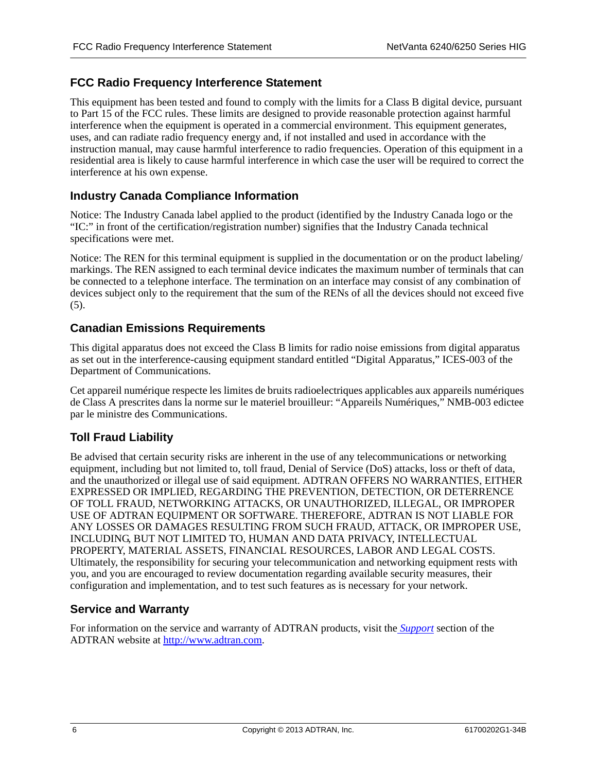## FCC Radio Frequency Interference Statement

This equipment has been tested and found to comply with the limits for a Class B digital device, pursuant to Part 15 of the FCC rules. These limits are designed to provide reasonable protection against harmful interference when the equipment is operated in a commercial environment. This equipment generates, uses, and can radiate radio frequency energy and, if not installed and used in accordance with the instruction manual, may cause harmful interference to radio frequencies. Operation of this equipment in a residential area is likely to cause harmful interference in which case the user will be required to correct the interference at his own expense.

## Industry Canada Compliance Information

Notice: The Industry Canada label applied to the product (identified by the Industry Canada logo or the "IC:" in front of the certification/registration number) signifies that the Industry Canada technical specifications were met.

Notice: The REN for this terminal equipment is supplied in the documentation or on the product labeling/ markings. The REN assigned to each terminal device indicates the maximum number of terminals that can be connected to a telephone interface. The termination on an interface may consist of any combination of devices subject only to the requirement that the sum of the RENs of all the devices should not exceed five (5).

## Canadian Emissions Requirements

This digital apparatus does not exceed the Class B limits for radio noise emissions from digital apparatus as set out in the interference-causing equipment standard entitled "Digital Apparatus," ICES-003 of the Department of Communications.

Cet appareil numérique respecte les limites de bruits radioelectriques applicables aux appareils numériques de Class A prescrites dans la norme sur le materiel brouilleur: "Appareils Numériques," NMB-003 edictee par le ministre des Communications.

## Toll Fraud Liability

Be advised that certain security risks are inherent in the use of any telecommunications or networking equipment, including but not limited to, toll fraud, Denial of Service (DoS) attacks, loss or theft of data, and the unauthorized or illegal use of said equipment. ADTRAN OFFERS NO WARRANTIES, EITHER EXPRESSED OR IMPLIED, REGARDING THE PREVENTION, DETECTION, OR DETERRENCE OF TOLL FRAUD, NETWORKING ATTACKS, OR UNAUTHORIZED, ILLEGAL, OR IMPROPER USE OF ADTRAN EQUIPMENT OR SOFTWARE. THEREFORE, ADTRAN IS NOT LIABLE FOR ANY LOSSES OR DAMAGES RESULTING FROM SUCH FRAUD, ATTACK, OR IMPROPER USE, INCLUDING, BUT NOT LIMITED TO, HUMAN AND DATA PRIVACY, INTELLECTUAL PROPERTY, MATERIAL ASSETS, FINANCIAL RESOURCES, LABOR AND LEGAL COSTS. Ultimately, the responsibility for securing your telecommunication and networking equipment rests with you, and you are encouraged to review documentation regarding available security measures, their configuration and implementation, and to test such features as is necessary for your network.

## Service and Warranty

For information on the service and warranty of ADTRAN products, visit the ***Support*** section of the ADTRAN website at http://www.adtran.com.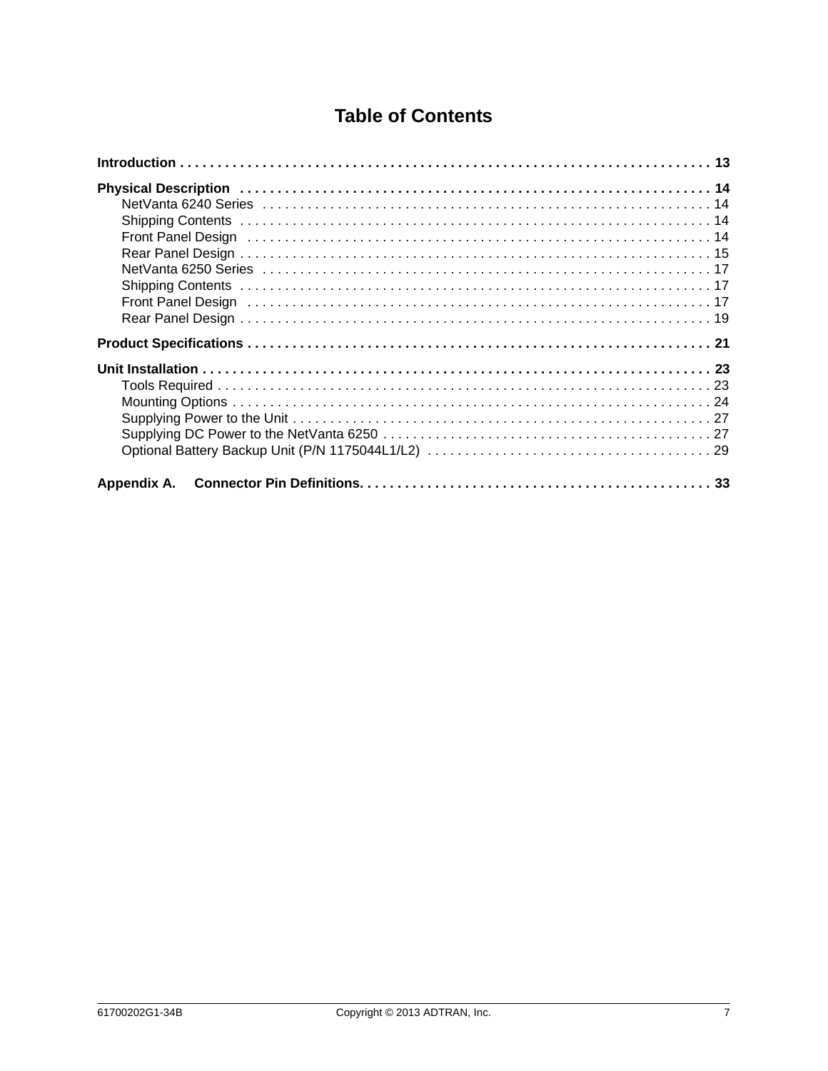# Table of Contents

**Introduction . . . . . . . . . . . . . . . . . . . . . . . . . . . . . . . . . . . . . . . . . . . . . . . . . . . . . . . . . . . . . . . . . . . . . . 13**

**Physical Description . . . . . . . . . . . . . . . . . . . . . . . . . . . . . . . . . . . . . . . . . . . . . . . . . . . . . . . . . . . . . . . 14**

- NetVanta 6240 Series . . . . . . . . . . . . . . . . . . . . . . . . . . . . . . . . . . . . . . . . . . . . . . . . . . . . . . . . . . . . . 14
- Shipping Contents . . . . . . . . . . . . . . . . . . . . . . . . . . . . . . . . . . . . . . . . . . . . . . . . . . . . . . . . . . . . . . . 14
- Front Panel Design . . . . . . . . . . . . . . . . . . . . . . . . . . . . . . . . . . . . . . . . . . . . . . . . . . . . . . . . . . . . . . 14
- Rear Panel Design . . . . . . . . . . . . . . . . . . . . . . . . . . . . . . . . . . . . . . . . . . . . . . . . . . . . . . . . . . . . . . . 15
- NetVanta 6250 Series . . . . . . . . . . . . . . . . . . . . . . . . . . . . . . . . . . . . . . . . . . . . . . . . . . . . . . . . . . . . . 17
- Shipping Contents . . . . . . . . . . . . . . . . . . . . . . . . . . . . . . . . . . . . . . . . . . . . . . . . . . . . . . . . . . . . . . . 17
- Front Panel Design . . . . . . . . . . . . . . . . . . . . . . . . . . . . . . . . . . . . . . . . . . . . . . . . . . . . . . . . . . . . . . 17
- Rear Panel Design . . . . . . . . . . . . . . . . . . . . . . . . . . . . . . . . . . . . . . . . . . . . . . . . . . . . . . . . . . . . . . . 19

**Product Specifications . . . . . . . . . . . . . . . . . . . . . . . . . . . . . . . . . . . . . . . . . . . . . . . . . . . . . . . . . . . . . . . 21**

**Unit Installation . . . . . . . . . . . . . . . . . . . . . . . . . . . . . . . . . . . . . . . . . . . . . . . . . . . . . . . . . . . . . . . . . . . . 23**

- Tools Required . . . . . . . . . . . . . . . . . . . . . . . . . . . . . . . . . . . . . . . . . . . . . . . . . . . . . . . . . . . . . . . . . . 23
- Mounting Options . . . . . . . . . . . . . . . . . . . . . . . . . . . . . . . . . . . . . . . . . . . . . . . . . . . . . . . . . . . . . . . . 24
- Supplying Power to the Unit . . . . . . . . . . . . . . . . . . . . . . . . . . . . . . . . . . . . . . . . . . . . . . . . . . . . . . . . 27
- Supplying DC Power to the NetVanta 6250 . . . . . . . . . . . . . . . . . . . . . . . . . . . . . . . . . . . . . . . . . . . . 27
- Optional Battery Backup Unit (P/N 1175044L1/L2) . . . . . . . . . . . . . . . . . . . . . . . . . . . . . . . . . . . . . 29

**Appendix A. Connector Pin Definitions. . . . . . . . . . . . . . . . . . . . . . . . . . . . . . . . . . . . . . . . . . . . . . . . 33**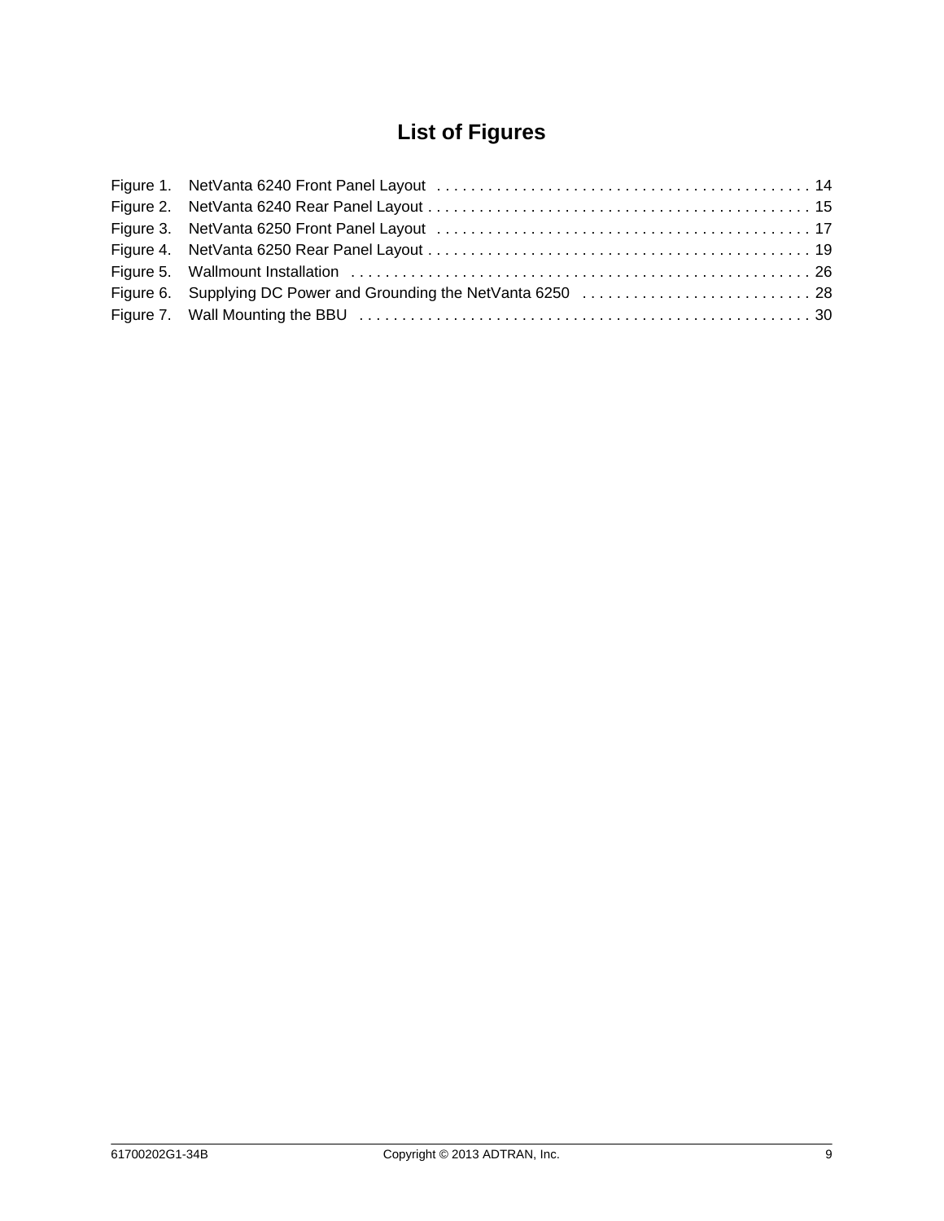# List of Figures

Figure 1. NetVanta 6240 Front Panel Layout . . . . . . . . . . . . . . . . . . . . . . . . . . . . . . . . . . . . . . . . . . . 14
Figure 2. NetVanta 6240 Rear Panel Layout . . . . . . . . . . . . . . . . . . . . . . . . . . . . . . . . . . . . . . . . . . . . 15
Figure 3. NetVanta 6250 Front Panel Layout . . . . . . . . . . . . . . . . . . . . . . . . . . . . . . . . . . . . . . . . . . . 17
Figure 4. NetVanta 6250 Rear Panel Layout . . . . . . . . . . . . . . . . . . . . . . . . . . . . . . . . . . . . . . . . . . . . 19
Figure 5. Wallmount Installation . . . . . . . . . . . . . . . . . . . . . . . . . . . . . . . . . . . . . . . . . . . . . . . . . . . . . 26
Figure 6. Supplying DC Power and Grounding the NetVanta 6250 . . . . . . . . . . . . . . . . . . . . . . . . . . 28
Figure 7. Wall Mounting the BBU . . . . . . . . . . . . . . . . . . . . . . . . . . . . . . . . . . . . . . . . . . . . . . . . . . . . 30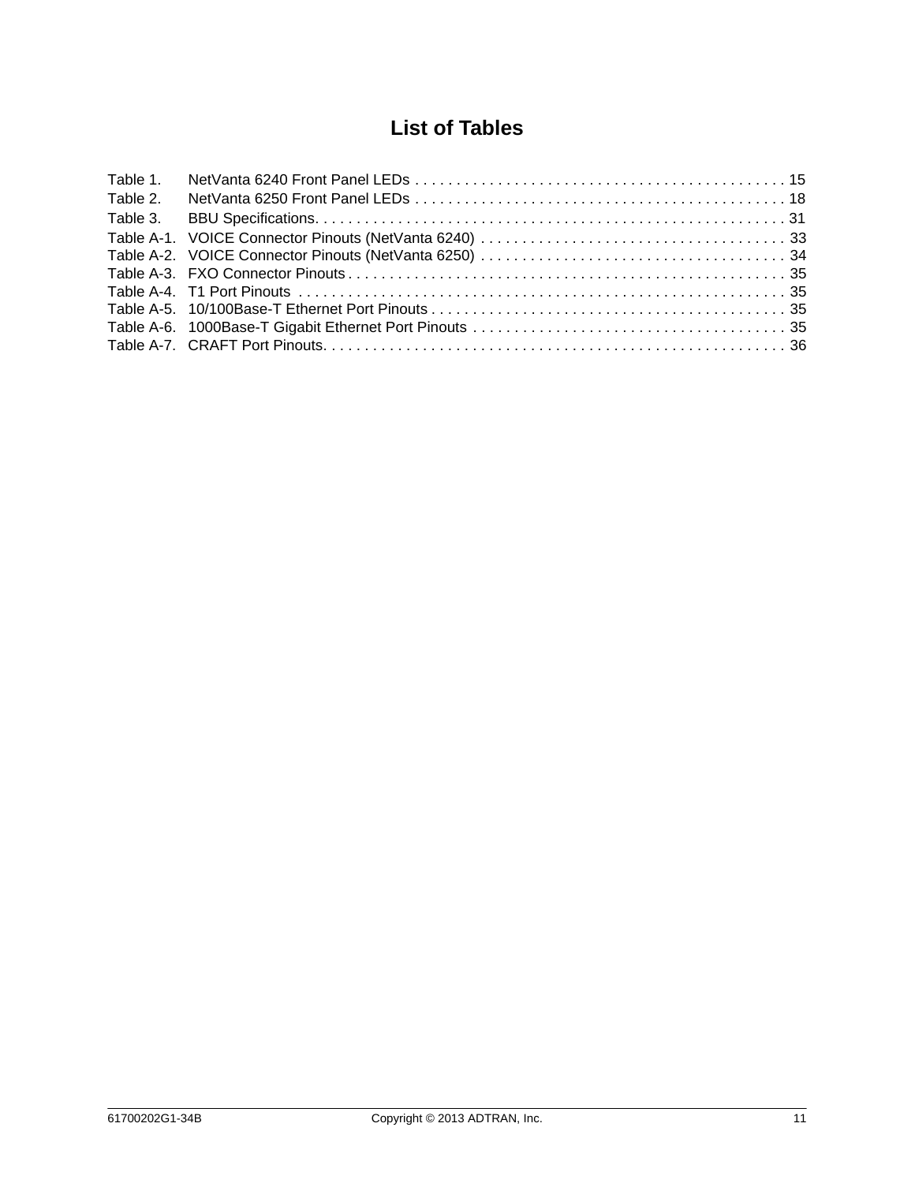# List of Tables

Table 1. NetVanta 6240 Front Panel LEDs . . . . . . . . . . . . . . . . . . . . . . . . . . . . . . . . . . . . . . . . . . . . . 15
Table 2. NetVanta 6250 Front Panel LEDs . . . . . . . . . . . . . . . . . . . . . . . . . . . . . . . . . . . . . . . . . . . . . 18
Table 3. BBU Specifications. . . . . . . . . . . . . . . . . . . . . . . . . . . . . . . . . . . . . . . . . . . . . . . . . . . . . . . . 31
Table A-1. VOICE Connector Pinouts (NetVanta 6240) . . . . . . . . . . . . . . . . . . . . . . . . . . . . . . . . . . . . . 33
Table A-2. VOICE Connector Pinouts (NetVanta 6250) . . . . . . . . . . . . . . . . . . . . . . . . . . . . . . . . . . . . . 34
Table A-3. FXO Connector Pinouts . . . . . . . . . . . . . . . . . . . . . . . . . . . . . . . . . . . . . . . . . . . . . . . . . . . . 35
Table A-4. T1 Port Pinouts . . . . . . . . . . . . . . . . . . . . . . . . . . . . . . . . . . . . . . . . . . . . . . . . . . . . . . . . . . 35
Table A-5. 10/100Base-T Ethernet Port Pinouts . . . . . . . . . . . . . . . . . . . . . . . . . . . . . . . . . . . . . . . . . . . 35
Table A-6. 1000Base-T Gigabit Ethernet Port Pinouts . . . . . . . . . . . . . . . . . . . . . . . . . . . . . . . . . . . . . . 35
Table A-7. CRAFT Port Pinouts. . . . . . . . . . . . . . . . . . . . . . . . . . . . . . . . . . . . . . . . . . . . . . . . . . . . . . . . 36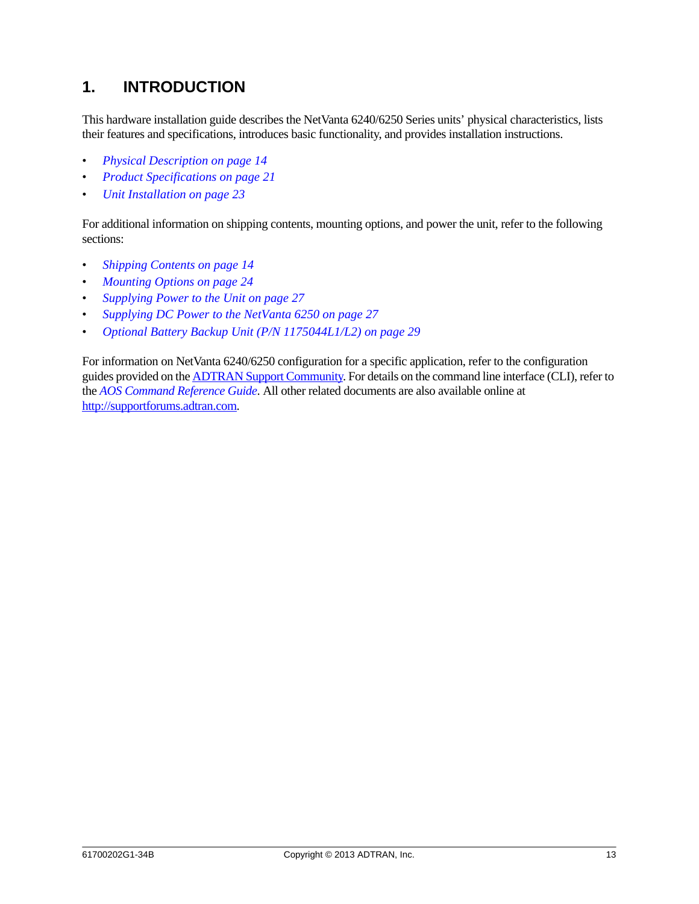# 1. INTRODUCTION

This hardware installation guide describes the NetVanta 6240/6250 Series units' physical characteristics, lists their features and specifications, introduces basic functionality, and provides installation instructions.

- *Physical Description on page 14*
- *Product Specifications on page 21*
- *Unit Installation on page 23*

For additional information on shipping contents, mounting options, and power the unit, refer to the following sections:

- *Shipping Contents on page 14*
- *Mounting Options on page 24*
- *Supplying Power to the Unit on page 27*
- *Supplying DC Power to the NetVanta 6250 on page 27*
- *Optional Battery Backup Unit (P/N 1175044L1/L2) on page 29*

For information on NetVanta 6240/6250 configuration for a specific application, refer to the configuration guides provided on the ADTRAN Support Community. For details on the command line interface (CLI), refer to the *AOS Command Reference Guide*. All other related documents are also available online at http://supportforums.adtran.com.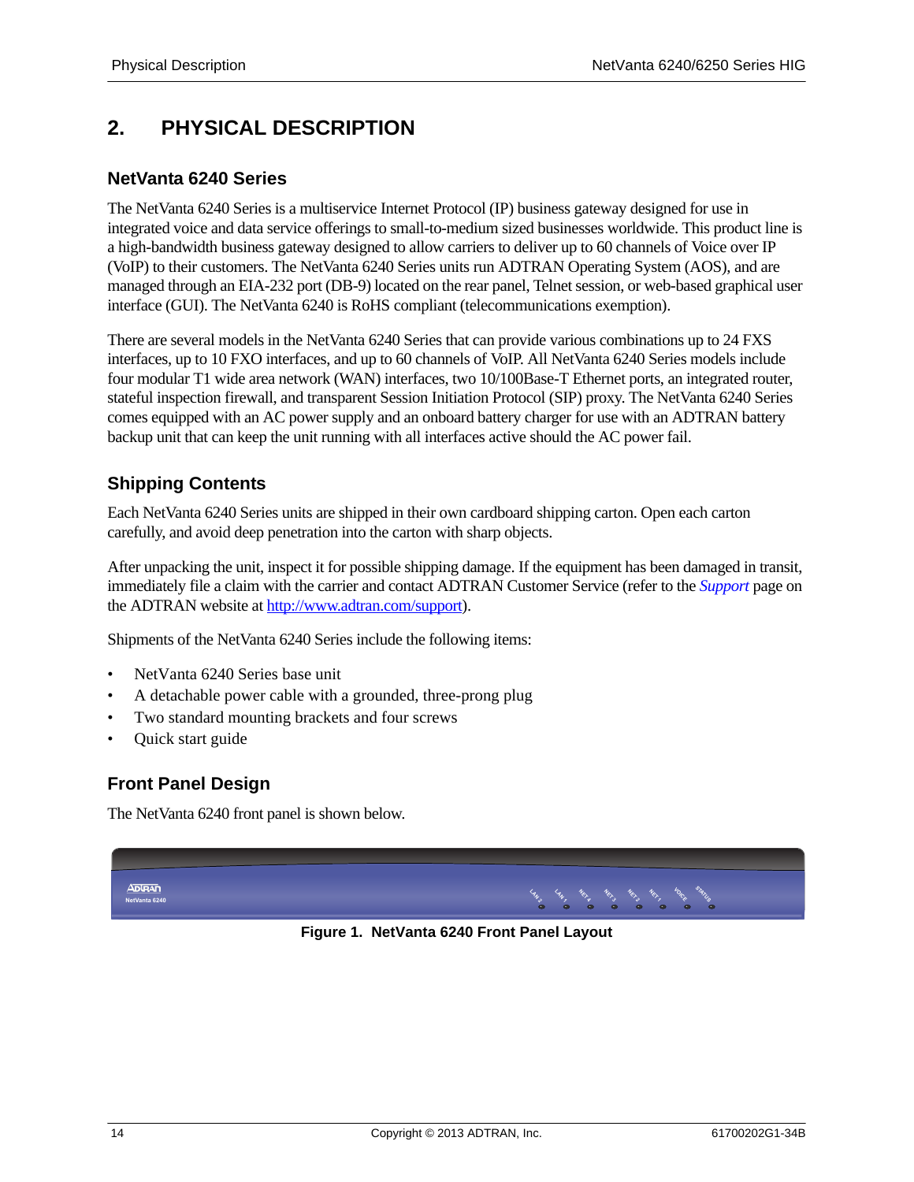# 2. PHYSICAL DESCRIPTION

## NetVanta 6240 Series

The NetVanta 6240 Series is a multiservice Internet Protocol (IP) business gateway designed for use in integrated voice and data service offerings to small-to-medium sized businesses worldwide. This product line is a high-bandwidth business gateway designed to allow carriers to deliver up to 60 channels of Voice over IP (VoIP) to their customers. The NetVanta 6240 Series units run ADTRAN Operating System (AOS), and are managed through an EIA-232 port (DB-9) located on the rear panel, Telnet session, or web-based graphical user interface (GUI). The NetVanta 6240 is RoHS compliant (telecommunications exemption).

There are several models in the NetVanta 6240 Series that can provide various combinations up to 24 FXS interfaces, up to 10 FXO interfaces, and up to 60 channels of VoIP. All NetVanta 6240 Series models include four modular T1 wide area network (WAN) interfaces, two 10/100Base-T Ethernet ports, an integrated router, stateful inspection firewall, and transparent Session Initiation Protocol (SIP) proxy. The NetVanta 6240 Series comes equipped with an AC power supply and an onboard battery charger for use with an ADTRAN battery backup unit that can keep the unit running with all interfaces active should the AC power fail.

## Shipping Contents

Each NetVanta 6240 Series units are shipped in their own cardboard shipping carton. Open each carton carefully, and avoid deep penetration into the carton with sharp objects.

After unpacking the unit, inspect it for possible shipping damage. If the equipment has been damaged in transit, immediately file a claim with the carrier and contact ADTRAN Customer Service (refer to the *Support* page on the ADTRAN website at http://www.adtran.com/support).

Shipments of the NetVanta 6240 Series include the following items:

- NetVanta 6240 Series base unit
- A detachable power cable with a grounded, three-prong plug
- Two standard mounting brackets and four screws
- Quick start guide

## Front Panel Design

The NetVanta 6240 front panel is shown below.

**Figure 1. NetVanta 6240 Front Panel Layout**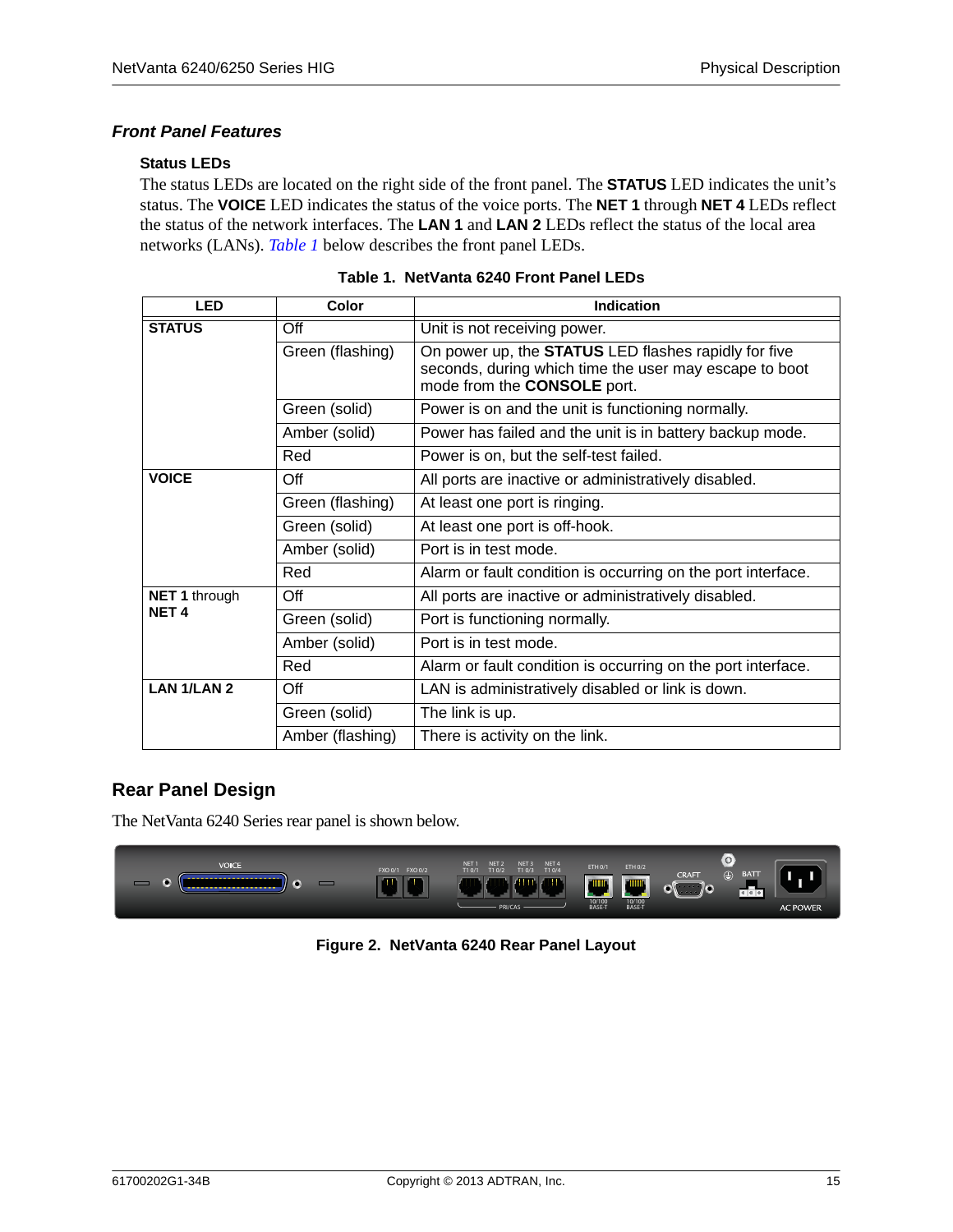## Front Panel Features

### Status LEDs

The status LEDs are located on the right side of the front panel. The **STATUS** LED indicates the unit's status. The **VOICE** LED indicates the status of the voice ports. The **NET 1** through **NET 4** LEDs reflect the status of the network interfaces. The **LAN 1** and **LAN 2** LEDs reflect the status of the local area networks (LANs). *Table 1* below describes the front panel LEDs.

**Table 1. NetVanta 6240 Front Panel LEDs**

| LED | Color | Indication |
|---|---|---|
| **STATUS** | Off | Unit is not receiving power. |
| | Green (flashing) | On power up, the **STATUS** LED flashes rapidly for five seconds, during which time the user may escape to boot mode from the **CONSOLE** port. |
| | Green (solid) | Power is on and the unit is functioning normally. |
| | Amber (solid) | Power has failed and the unit is in battery backup mode. |
| | Red | Power is on, but the self-test failed. |
| **VOICE** | Off | All ports are inactive or administratively disabled. |
| | Green (flashing) | At least one port is ringing. |
| | Green (solid) | At least one port is off-hook. |
| | Amber (solid) | Port is in test mode. |
| | Red | Alarm or fault condition is occurring on the port interface. |
| **NET 1** through **NET 4** | Off | All ports are inactive or administratively disabled. |
| | Green (solid) | Port is functioning normally. |
| | Amber (solid) | Port is in test mode. |
| | Red | Alarm or fault condition is occurring on the port interface. |
| **LAN 1/LAN 2** | Off | LAN is administratively disabled or link is down. |
| | Green (solid) | The link is up. |
| | Amber (flashing) | There is activity on the link. |

## Rear Panel Design

The NetVanta 6240 Series rear panel is shown below.

**Figure 2. NetVanta 6240 Rear Panel Layout**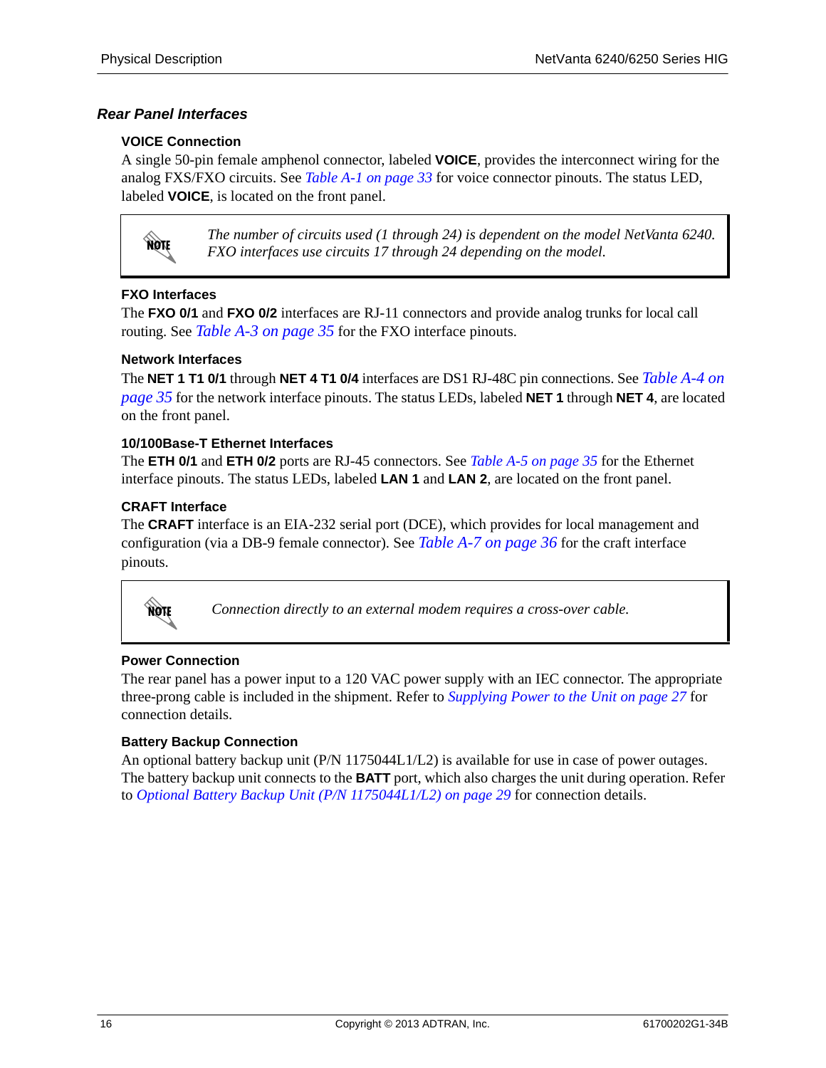### *Rear Panel Interfaces*

#### VOICE Connection

A single 50-pin female amphenol connector, labeled **VOICE**, provides the interconnect wiring for the analog FXS/FXO circuits. See *Table A-1 on page 33* for voice connector pinouts. The status LED, labeled **VOICE**, is located on the front panel.

> **NOTE** *The number of circuits used (1 through 24) is dependent on the model NetVanta 6240. FXO interfaces use circuits 17 through 24 depending on the model.*

#### FXO Interfaces

The **FXO 0/1** and **FXO 0/2** interfaces are RJ-11 connectors and provide analog trunks for local call routing. See *Table A-3 on page 35* for the FXO interface pinouts.

#### Network Interfaces

The **NET 1 T1 0/1** through **NET 4 T1 0/4** interfaces are DS1 RJ-48C pin connections. See *Table A-4 on page 35* for the network interface pinouts. The status LEDs, labeled **NET 1** through **NET 4**, are located on the front panel.

#### 10/100Base-T Ethernet Interfaces

The **ETH 0/1** and **ETH 0/2** ports are RJ-45 connectors. See *Table A-5 on page 35* for the Ethernet interface pinouts. The status LEDs, labeled **LAN 1** and **LAN 2**, are located on the front panel.

#### CRAFT Interface

The **CRAFT** interface is an EIA-232 serial port (DCE), which provides for local management and configuration (via a DB-9 female connector). See *Table A-7 on page 36* for the craft interface pinouts.

> **NOTE** *Connection directly to an external modem requires a cross-over cable.*

#### Power Connection

The rear panel has a power input to a 120 VAC power supply with an IEC connector. The appropriate three-prong cable is included in the shipment. Refer to *Supplying Power to the Unit on page 27* for connection details.

#### Battery Backup Connection

An optional battery backup unit (P/N 1175044L1/L2) is available for use in case of power outages. The battery backup unit connects to the **BATT** port, which also charges the unit during operation. Refer to *Optional Battery Backup Unit (P/N 1175044L1/L2) on page 29* for connection details.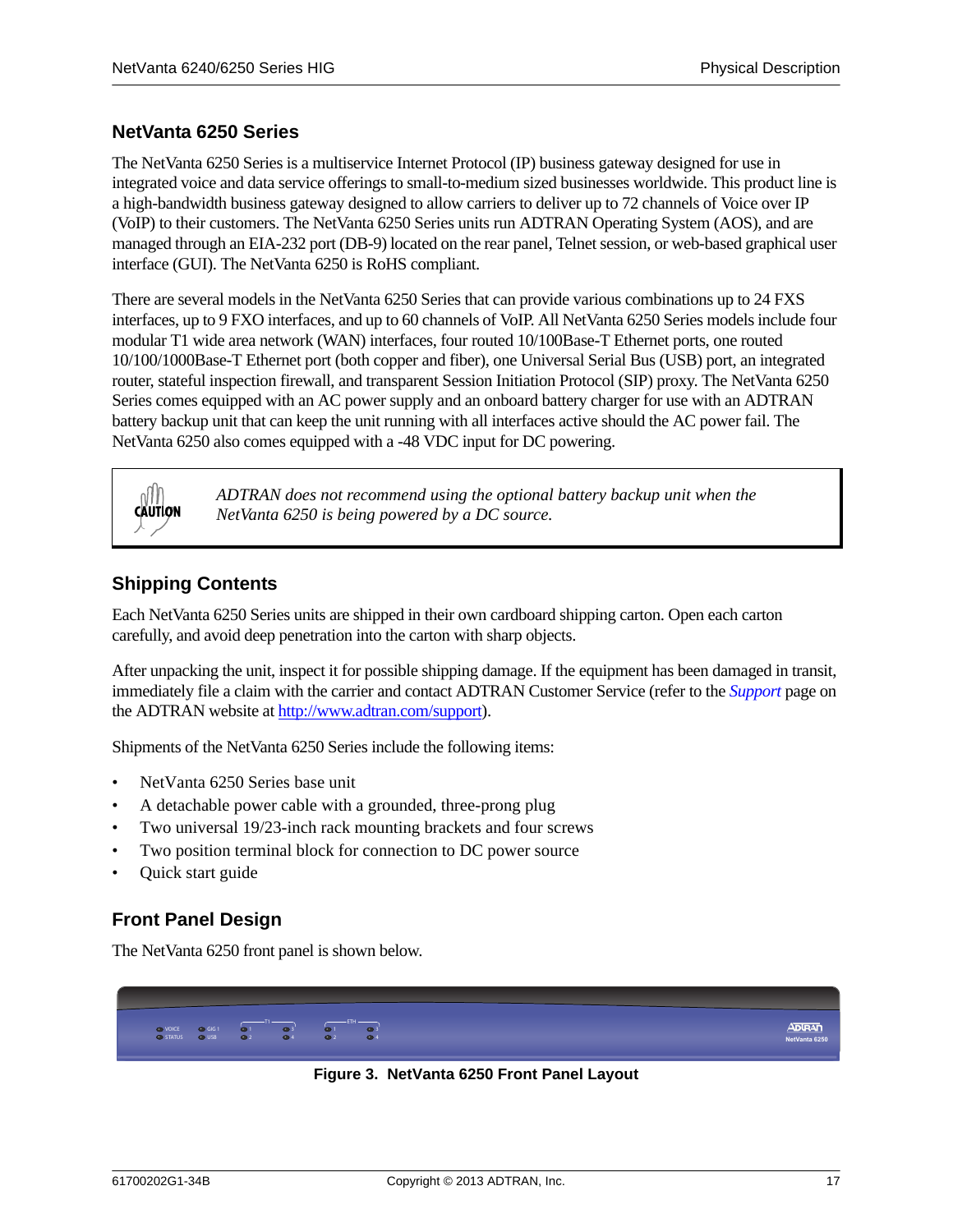## NetVanta 6250 Series

The NetVanta 6250 Series is a multiservice Internet Protocol (IP) business gateway designed for use in integrated voice and data service offerings to small-to-medium sized businesses worldwide. This product line is a high-bandwidth business gateway designed to allow carriers to deliver up to 72 channels of Voice over IP (VoIP) to their customers. The NetVanta 6250 Series units run ADTRAN Operating System (AOS), and are managed through an EIA-232 port (DB-9) located on the rear panel, Telnet session, or web-based graphical user interface (GUI). The NetVanta 6250 is RoHS compliant.

There are several models in the NetVanta 6250 Series that can provide various combinations up to 24 FXS interfaces, up to 9 FXO interfaces, and up to 60 channels of VoIP. All NetVanta 6250 Series models include four modular T1 wide area network (WAN) interfaces, four routed 10/100Base-T Ethernet ports, one routed 10/100/1000Base-T Ethernet port (both copper and fiber), one Universal Serial Bus (USB) port, an integrated router, stateful inspection firewall, and transparent Session Initiation Protocol (SIP) proxy. The NetVanta 6250 Series comes equipped with an AC power supply and an onboard battery charger for use with an ADTRAN battery backup unit that can keep the unit running with all interfaces active should the AC power fail. The NetVanta 6250 also comes equipped with a -48 VDC input for DC powering.

> **CAUTION**
> *ADTRAN does not recommend using the optional battery backup unit when the NetVanta 6250 is being powered by a DC source.*

## Shipping Contents

Each NetVanta 6250 Series units are shipped in their own cardboard shipping carton. Open each carton carefully, and avoid deep penetration into the carton with sharp objects.

After unpacking the unit, inspect it for possible shipping damage. If the equipment has been damaged in transit, immediately file a claim with the carrier and contact ADTRAN Customer Service (refer to the *Support* page on the ADTRAN website at http://www.adtran.com/support).

Shipments of the NetVanta 6250 Series include the following items:

- NetVanta 6250 Series base unit
- A detachable power cable with a grounded, three-prong plug
- Two universal 19/23-inch rack mounting brackets and four screws
- Two position terminal block for connection to DC power source
- Quick start guide

## Front Panel Design

The NetVanta 6250 front panel is shown below.

**Figure 3. NetVanta 6250 Front Panel Layout**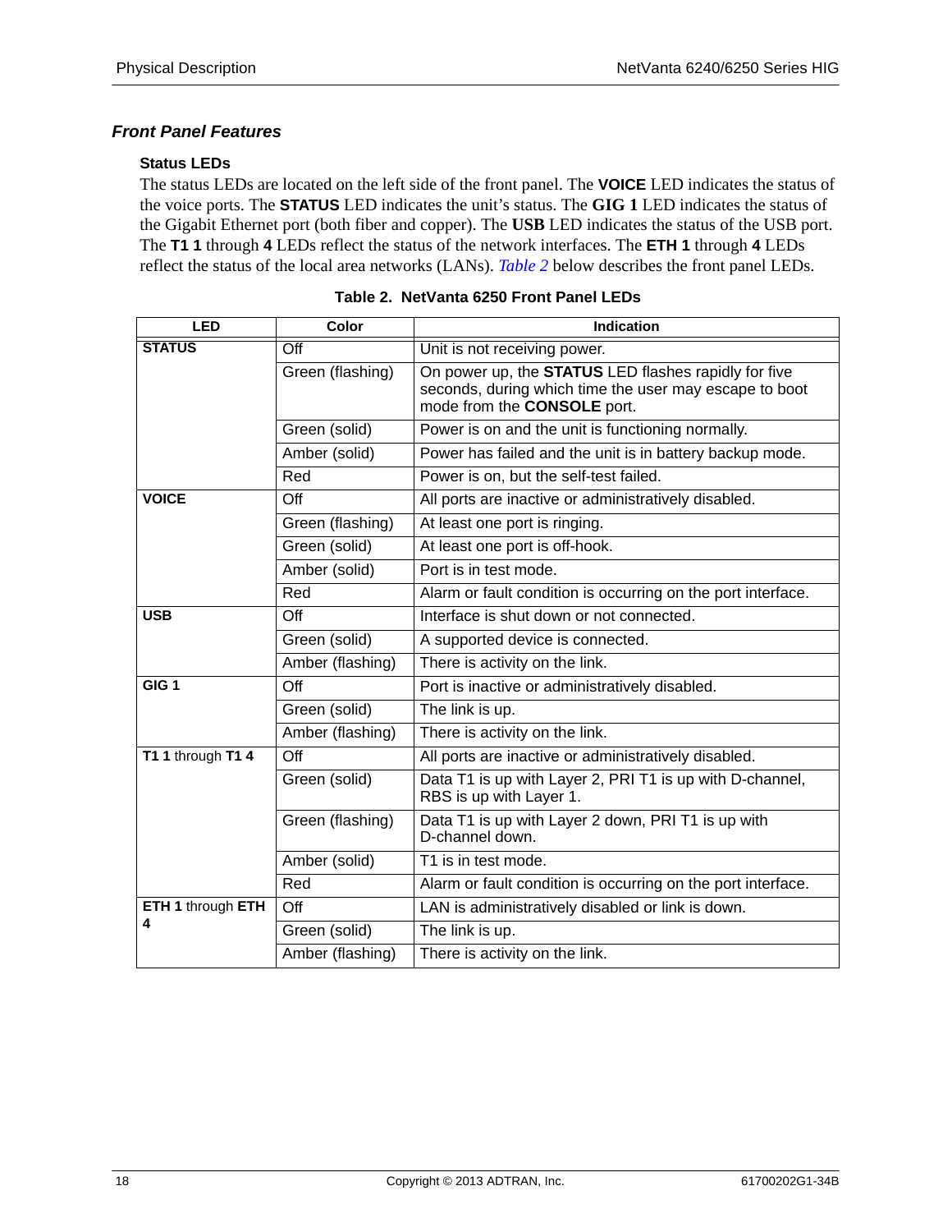### *Front Panel Features*

#### Status LEDs

The status LEDs are located on the left side of the front panel. The **VOICE** LED indicates the status of the voice ports. The **STATUS** LED indicates the unit's status. The **GIG 1** LED indicates the status of the Gigabit Ethernet port (both fiber and copper). The **USB** LED indicates the status of the USB port. The **T1 1** through **4** LEDs reflect the status of the network interfaces. The **ETH 1** through **4** LEDs reflect the status of the local area networks (LANs). *Table 2* below describes the front panel LEDs.

**Table 2. NetVanta 6250 Front Panel LEDs**

| LED | Color | Indication |
|---|---|---|
| **STATUS** | Off | Unit is not receiving power. |
| | Green (flashing) | On power up, the **STATUS** LED flashes rapidly for five seconds, during which time the user may escape to boot mode from the **CONSOLE** port. |
| | Green (solid) | Power is on and the unit is functioning normally. |
| | Amber (solid) | Power has failed and the unit is in battery backup mode. |
| | Red | Power is on, but the self-test failed. |
| **VOICE** | Off | All ports are inactive or administratively disabled. |
| | Green (flashing) | At least one port is ringing. |
| | Green (solid) | At least one port is off-hook. |
| | Amber (solid) | Port is in test mode. |
| | Red | Alarm or fault condition is occurring on the port interface. |
| **USB** | Off | Interface is shut down or not connected. |
| | Green (solid) | A supported device is connected. |
| | Amber (flashing) | There is activity on the link. |
| **GIG 1** | Off | Port is inactive or administratively disabled. |
| | Green (solid) | The link is up. |
| | Amber (flashing) | There is activity on the link. |
| **T1 1** through **T1 4** | Off | All ports are inactive or administratively disabled. |
| | Green (solid) | Data T1 is up with Layer 2, PRI T1 is up with D-channel, RBS is up with Layer 1. |
| | Green (flashing) | Data T1 is up with Layer 2 down, PRI T1 is up with D-channel down. |
| | Amber (solid) | T1 is in test mode. |
| | Red | Alarm or fault condition is occurring on the port interface. |
| **ETH 1** through **ETH 4** | Off | LAN is administratively disabled or link is down. |
| | Green (solid) | The link is up. |
| | Amber (flashing) | There is activity on the link. |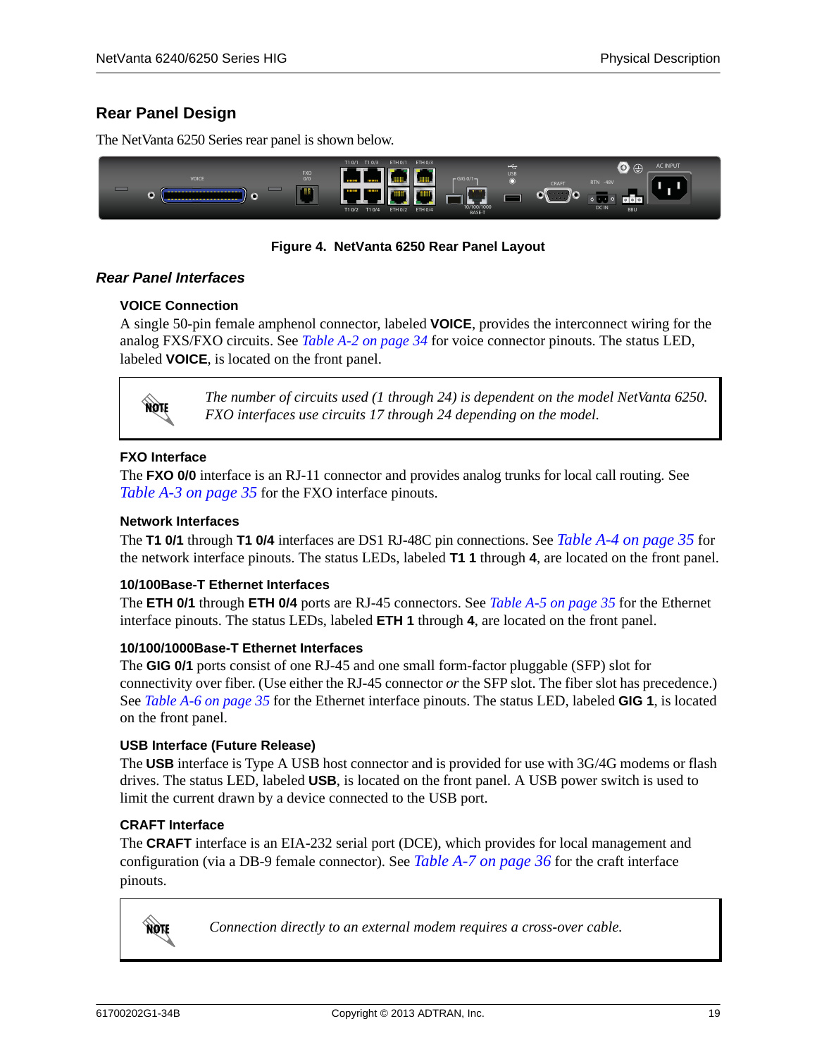## Rear Panel Design

The NetVanta 6250 Series rear panel is shown below.

**Figure 4. NetVanta 6250 Rear Panel Layout**

### *Rear Panel Interfaces*

#### VOICE Connection

A single 50-pin female amphenol connector, labeled **VOICE**, provides the interconnect wiring for the analog FXS/FXO circuits. See *Table A-2 on page 34* for voice connector pinouts. The status LED, labeled **VOICE**, is located on the front panel.

> **NOTE** *The number of circuits used (1 through 24) is dependent on the model NetVanta 6250. FXO interfaces use circuits 17 through 24 depending on the model.*

#### FXO Interface

The **FXO 0/0** interface is an RJ-11 connector and provides analog trunks for local call routing. See *Table A-3 on page 35* for the FXO interface pinouts.

#### Network Interfaces

The **T1 0/1** through **T1 0/4** interfaces are DS1 RJ-48C pin connections. See *Table A-4 on page 35* for the network interface pinouts. The status LEDs, labeled **T1 1** through **4**, are located on the front panel.

#### 10/100Base-T Ethernet Interfaces

The **ETH 0/1** through **ETH 0/4** ports are RJ-45 connectors. See *Table A-5 on page 35* for the Ethernet interface pinouts. The status LEDs, labeled **ETH 1** through **4**, are located on the front panel.

#### 10/100/1000Base-T Ethernet Interfaces

The **GIG 0/1** ports consist of one RJ-45 and one small form-factor pluggable (SFP) slot for connectivity over fiber. (Use either the RJ-45 connector *or* the SFP slot. The fiber slot has precedence.) See *Table A-6 on page 35* for the Ethernet interface pinouts. The status LED, labeled **GIG 1**, is located on the front panel.

#### USB Interface (Future Release)

The **USB** interface is Type A USB host connector and is provided for use with 3G/4G modems or flash drives. The status LED, labeled **USB**, is located on the front panel. A USB power switch is used to limit the current drawn by a device connected to the USB port.

#### CRAFT Interface

The **CRAFT** interface is an EIA-232 serial port (DCE), which provides for local management and configuration (via a DB-9 female connector). See *Table A-7 on page 36* for the craft interface pinouts.

> **NOTE** *Connection directly to an external modem requires a cross-over cable.*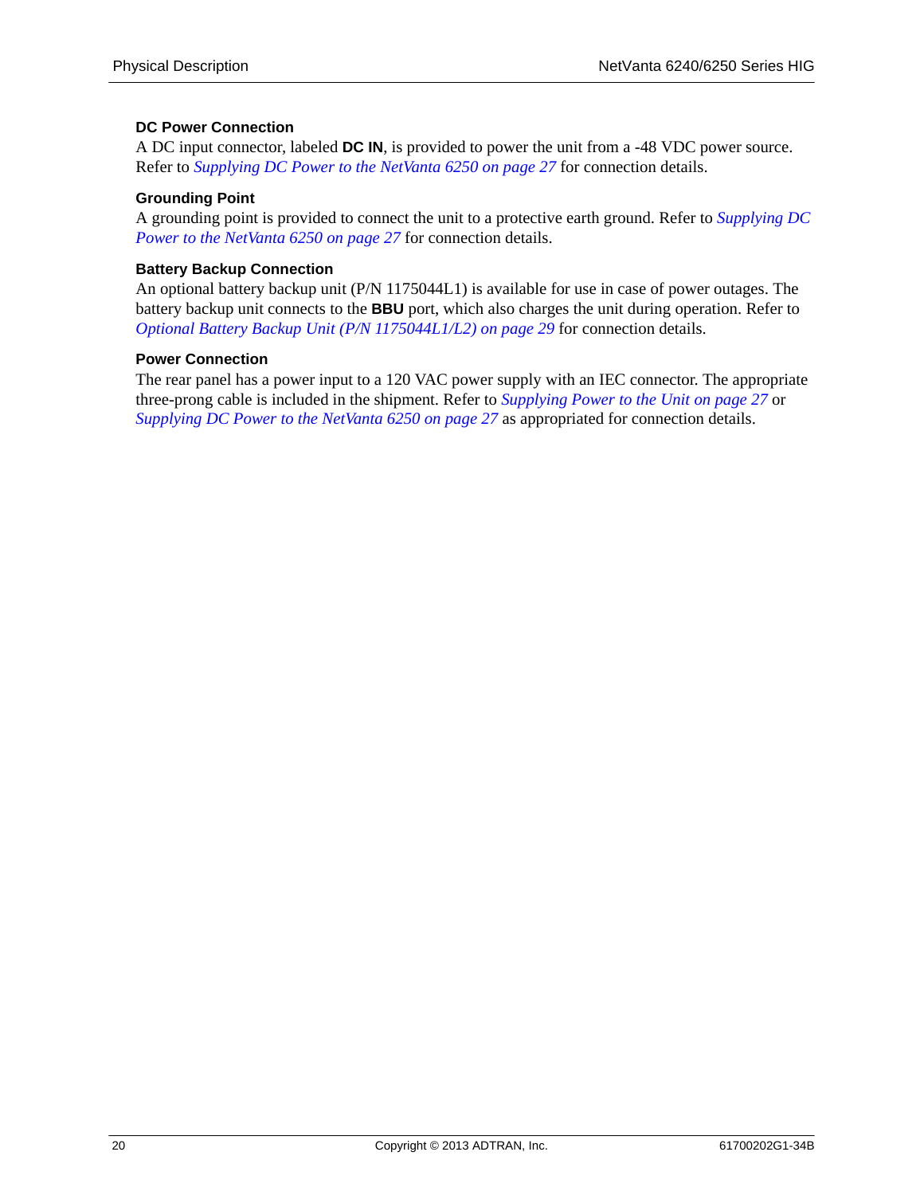#### DC Power Connection

A DC input connector, labeled **DC IN**, is provided to power the unit from a -48 VDC power source. Refer to *Supplying DC Power to the NetVanta 6250 on page 27* for connection details.

#### Grounding Point

A grounding point is provided to connect the unit to a protective earth ground. Refer to *Supplying DC Power to the NetVanta 6250 on page 27* for connection details.

#### Battery Backup Connection

An optional battery backup unit (P/N 1175044L1) is available for use in case of power outages. The battery backup unit connects to the **BBU** port, which also charges the unit during operation. Refer to *Optional Battery Backup Unit (P/N 1175044L1/L2) on page 29* for connection details.

#### Power Connection

The rear panel has a power input to a 120 VAC power supply with an IEC connector. The appropriate three-prong cable is included in the shipment. Refer to *Supplying Power to the Unit on page 27* or *Supplying DC Power to the NetVanta 6250 on page 27* as appropriated for connection details.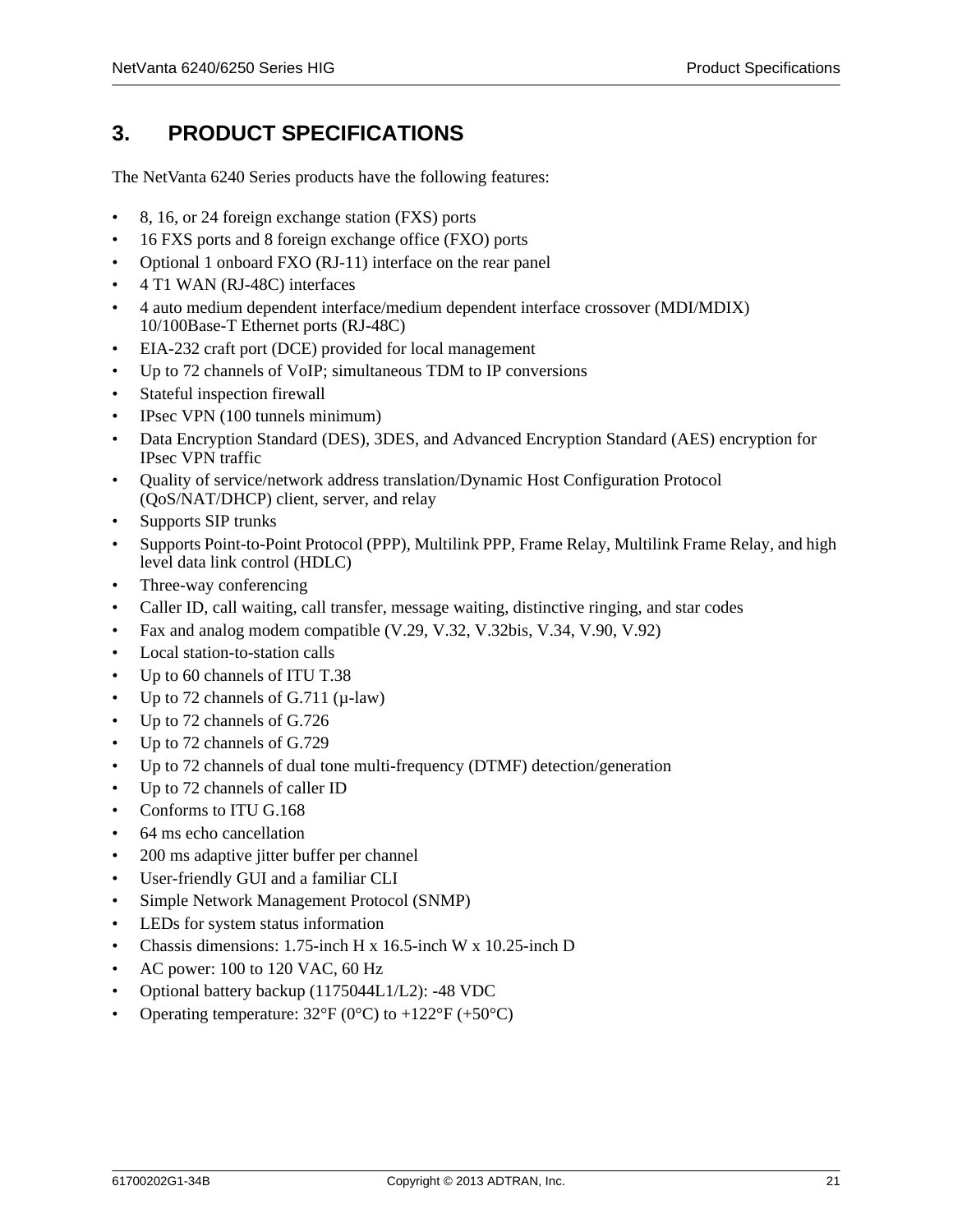# 3. PRODUCT SPECIFICATIONS

The NetVanta 6240 Series products have the following features:

- 8, 16, or 24 foreign exchange station (FXS) ports
- 16 FXS ports and 8 foreign exchange office (FXO) ports
- Optional 1 onboard FXO (RJ-11) interface on the rear panel
- 4 T1 WAN (RJ-48C) interfaces
- 4 auto medium dependent interface/medium dependent interface crossover (MDI/MDIX) 10/100Base-T Ethernet ports (RJ-48C)
- EIA-232 craft port (DCE) provided for local management
- Up to 72 channels of VoIP; simultaneous TDM to IP conversions
- Stateful inspection firewall
- IPsec VPN (100 tunnels minimum)
- Data Encryption Standard (DES), 3DES, and Advanced Encryption Standard (AES) encryption for IPsec VPN traffic
- Quality of service/network address translation/Dynamic Host Configuration Protocol (QoS/NAT/DHCP) client, server, and relay
- Supports SIP trunks
- Supports Point-to-Point Protocol (PPP), Multilink PPP, Frame Relay, Multilink Frame Relay, and high level data link control (HDLC)
- Three-way conferencing
- Caller ID, call waiting, call transfer, message waiting, distinctive ringing, and star codes
- Fax and analog modem compatible (V.29, V.32, V.32bis, V.34, V.90, V.92)
- Local station-to-station calls
- Up to 60 channels of ITU T.38
- Up to 72 channels of G.711 (μ-law)
- Up to 72 channels of G.726
- Up to 72 channels of G.729
- Up to 72 channels of dual tone multi-frequency (DTMF) detection/generation
- Up to 72 channels of caller ID
- Conforms to ITU G.168
- 64 ms echo cancellation
- 200 ms adaptive jitter buffer per channel
- User-friendly GUI and a familiar CLI
- Simple Network Management Protocol (SNMP)
- LEDs for system status information
- Chassis dimensions: 1.75-inch H x 16.5-inch W x 10.25-inch D
- AC power: 100 to 120 VAC, 60 Hz
- Optional battery backup (1175044L1/L2): -48 VDC
- Operating temperature: 32°F (0°C) to +122°F (+50°C)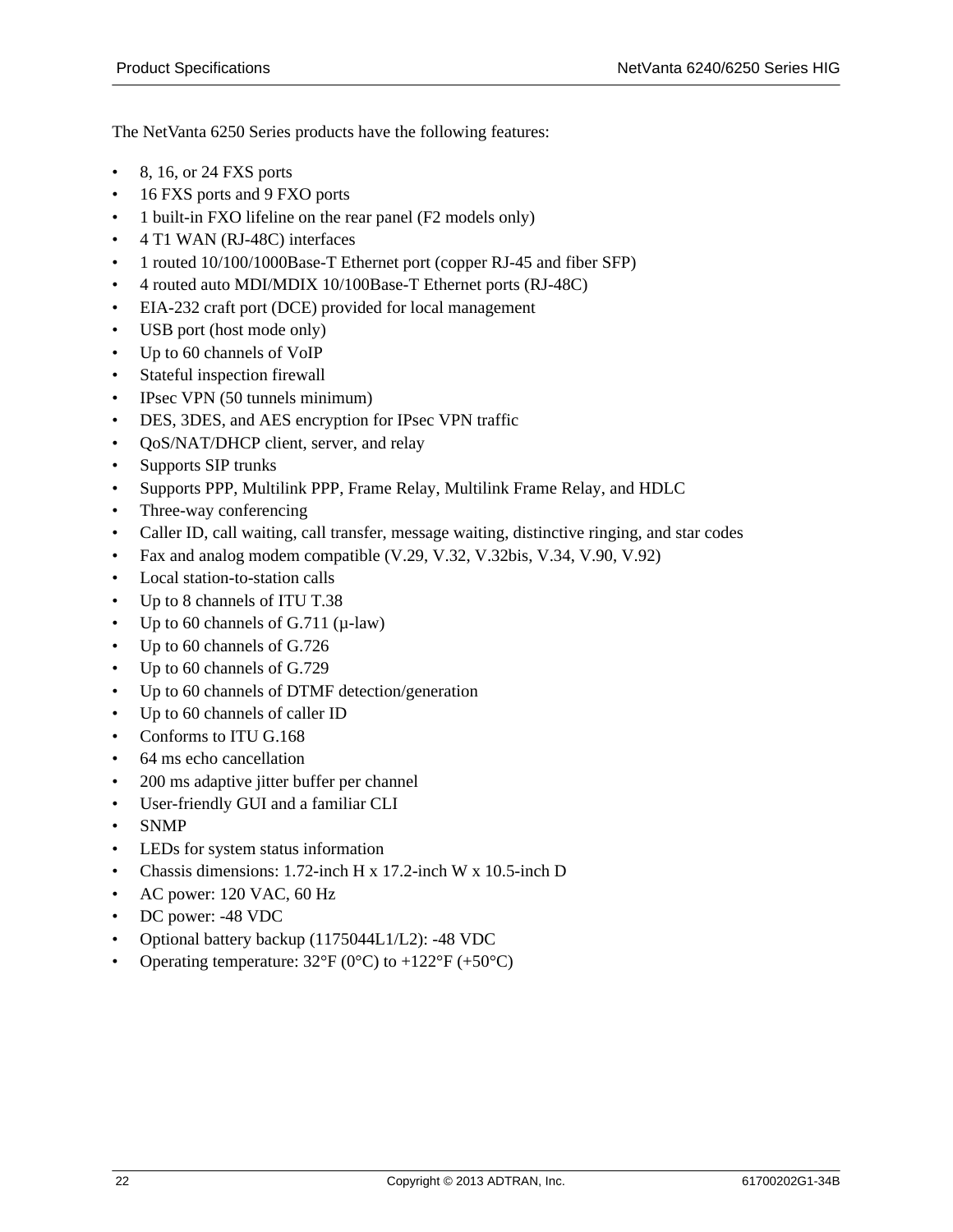The NetVanta 6250 Series products have the following features:

- 8, 16, or 24 FXS ports
- 16 FXS ports and 9 FXO ports
- 1 built-in FXO lifeline on the rear panel (F2 models only)
- 4 T1 WAN (RJ-48C) interfaces
- 1 routed 10/100/1000Base-T Ethernet port (copper RJ-45 and fiber SFP)
- 4 routed auto MDI/MDIX 10/100Base-T Ethernet ports (RJ-48C)
- EIA-232 craft port (DCE) provided for local management
- USB port (host mode only)
- Up to 60 channels of VoIP
- Stateful inspection firewall
- IPsec VPN (50 tunnels minimum)
- DES, 3DES, and AES encryption for IPsec VPN traffic
- QoS/NAT/DHCP client, server, and relay
- Supports SIP trunks
- Supports PPP, Multilink PPP, Frame Relay, Multilink Frame Relay, and HDLC
- Three-way conferencing
- Caller ID, call waiting, call transfer, message waiting, distinctive ringing, and star codes
- Fax and analog modem compatible (V.29, V.32, V.32bis, V.34, V.90, V.92)
- Local station-to-station calls
- Up to 8 channels of ITU T.38
- Up to 60 channels of G.711 (μ-law)
- Up to 60 channels of G.726
- Up to 60 channels of G.729
- Up to 60 channels of DTMF detection/generation
- Up to 60 channels of caller ID
- Conforms to ITU G.168
- 64 ms echo cancellation
- 200 ms adaptive jitter buffer per channel
- User-friendly GUI and a familiar CLI
- SNMP
- LEDs for system status information
- Chassis dimensions: 1.72-inch H x 17.2-inch W x 10.5-inch D
- AC power: 120 VAC, 60 Hz
- DC power: -48 VDC
- Optional battery backup (1175044L1/L2): -48 VDC
- Operating temperature: 32°F (0°C) to +122°F (+50°C)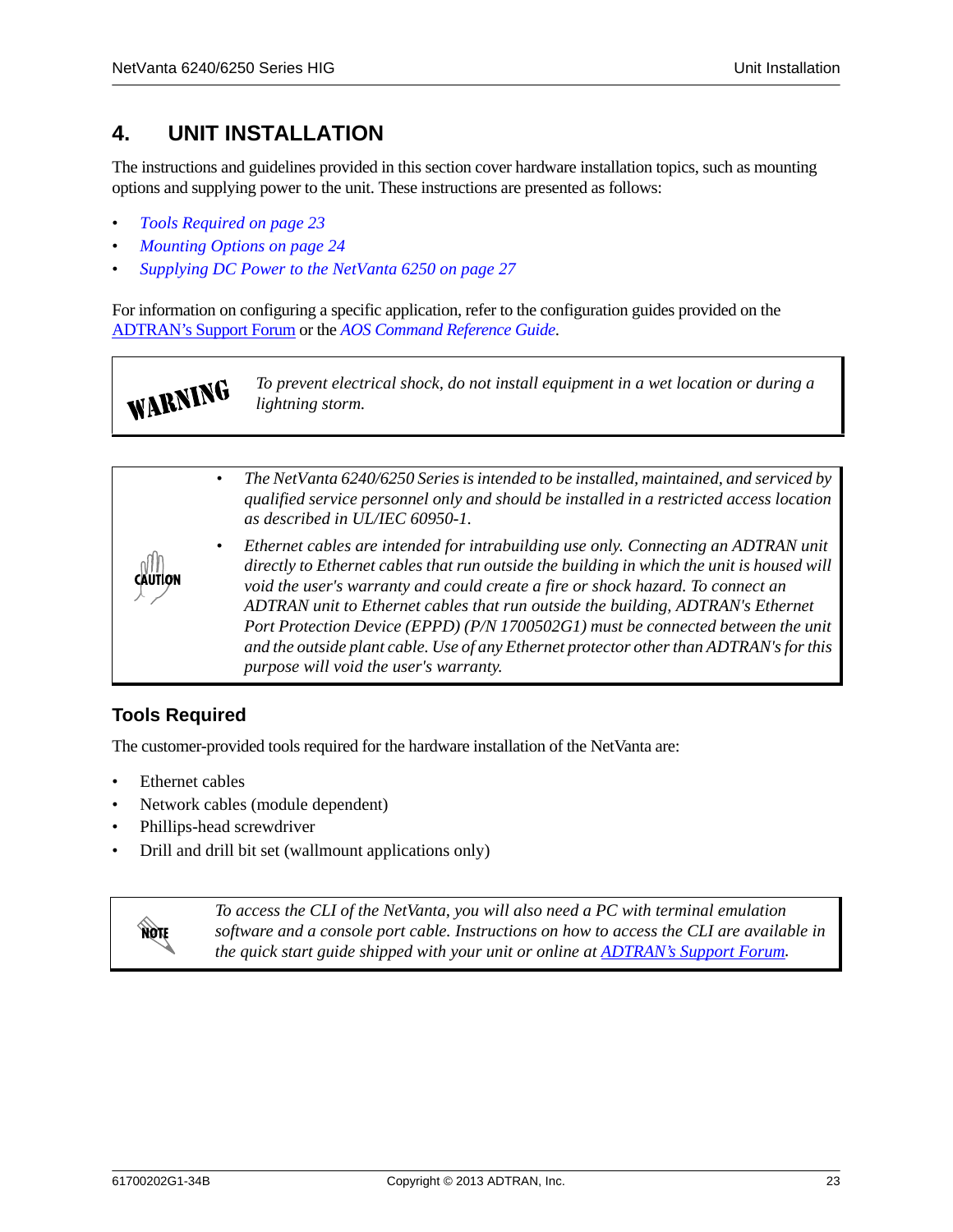# 4. UNIT INSTALLATION

The instructions and guidelines provided in this section cover hardware installation topics, such as mounting options and supplying power to the unit. These instructions are presented as follows:

- *Tools Required on page 23*
- *Mounting Options on page 24*
- *Supplying DC Power to the NetVanta 6250 on page 27*

For information on configuring a specific application, refer to the configuration guides provided on the ADTRAN's Support Forum or the *AOS Command Reference Guide*.

> **WARNING**
>
> *To prevent electrical shock, do not install equipment in a wet location or during a lightning storm.*

> **CAUTION**
>
> - *The NetVanta 6240/6250 Series is intended to be installed, maintained, and serviced by qualified service personnel only and should be installed in a restricted access location as described in UL/IEC 60950-1.*
> - *Ethernet cables are intended for intrabuilding use only. Connecting an ADTRAN unit directly to Ethernet cables that run outside the building in which the unit is housed will void the user's warranty and could create a fire or shock hazard. To connect an ADTRAN unit to Ethernet cables that run outside the building, ADTRAN's Ethernet Port Protection Device (EPPD) (P/N 1700502G1) must be connected between the unit and the outside plant cable. Use of any Ethernet protector other than ADTRAN's for this purpose will void the user's warranty.*

## Tools Required

The customer-provided tools required for the hardware installation of the NetVanta are:

- Ethernet cables
- Network cables (module dependent)
- Phillips-head screwdriver
- Drill and drill bit set (wallmount applications only)

> **NOTE**
>
> *To access the CLI of the NetVanta, you will also need a PC with terminal emulation software and a console port cable. Instructions on how to access the CLI are available in the quick start guide shipped with your unit or online at ADTRAN's Support Forum.*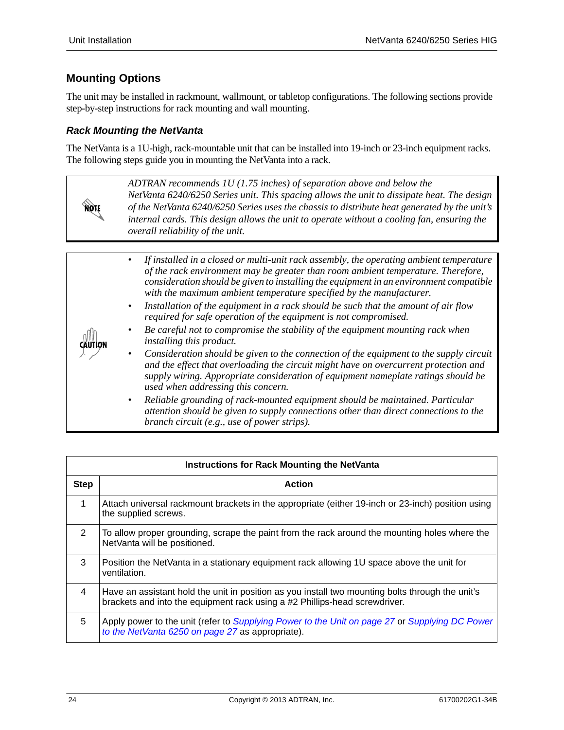## Mounting Options

The unit may be installed in rackmount, wallmount, or tabletop configurations. The following sections provide step-by-step instructions for rack mounting and wall mounting.

### *Rack Mounting the NetVanta*

The NetVanta is a 1U-high, rack-mountable unit that can be installed into 19-inch or 23-inch equipment racks. The following steps guide you in mounting the NetVanta into a rack.

> **NOTE**
>
> *ADTRAN recommends 1U (1.75 inches) of separation above and below the NetVanta 6240/6250 Series unit. This spacing allows the unit to dissipate heat. The design of the NetVanta 6240/6250 Series uses the chassis to distribute heat generated by the unit's internal cards. This design allows the unit to operate without a cooling fan, ensuring the overall reliability of the unit.*

> **CAUTION**
>
> - *If installed in a closed or multi-unit rack assembly, the operating ambient temperature of the rack environment may be greater than room ambient temperature. Therefore, consideration should be given to installing the equipment in an environment compatible with the maximum ambient temperature specified by the manufacturer.*
> - *Installation of the equipment in a rack should be such that the amount of air flow required for safe operation of the equipment is not compromised.*
> - *Be careful not to compromise the stability of the equipment mounting rack when installing this product.*
> - *Consideration should be given to the connection of the equipment to the supply circuit and the effect that overloading the circuit might have on overcurrent protection and supply wiring. Appropriate consideration of equipment nameplate ratings should be used when addressing this concern.*
> - *Reliable grounding of rack-mounted equipment should be maintained. Particular attention should be given to supply connections other than direct connections to the branch circuit (e.g., use of power strips).*

**Instructions for Rack Mounting the NetVanta**

| Step | Action |
|---|---|
| 1 | Attach universal rackmount brackets in the appropriate (either 19-inch or 23-inch) position using the supplied screws. |
| 2 | To allow proper grounding, scrape the paint from the rack around the mounting holes where the NetVanta will be positioned. |
| 3 | Position the NetVanta in a stationary equipment rack allowing 1U space above the unit for ventilation. |
| 4 | Have an assistant hold the unit in position as you install two mounting bolts through the unit's brackets and into the equipment rack using a #2 Phillips-head screwdriver. |
| 5 | Apply power to the unit (refer to *Supplying Power to the Unit on page 27* or *Supplying DC Power to the NetVanta 6250 on page 27* as appropriate). |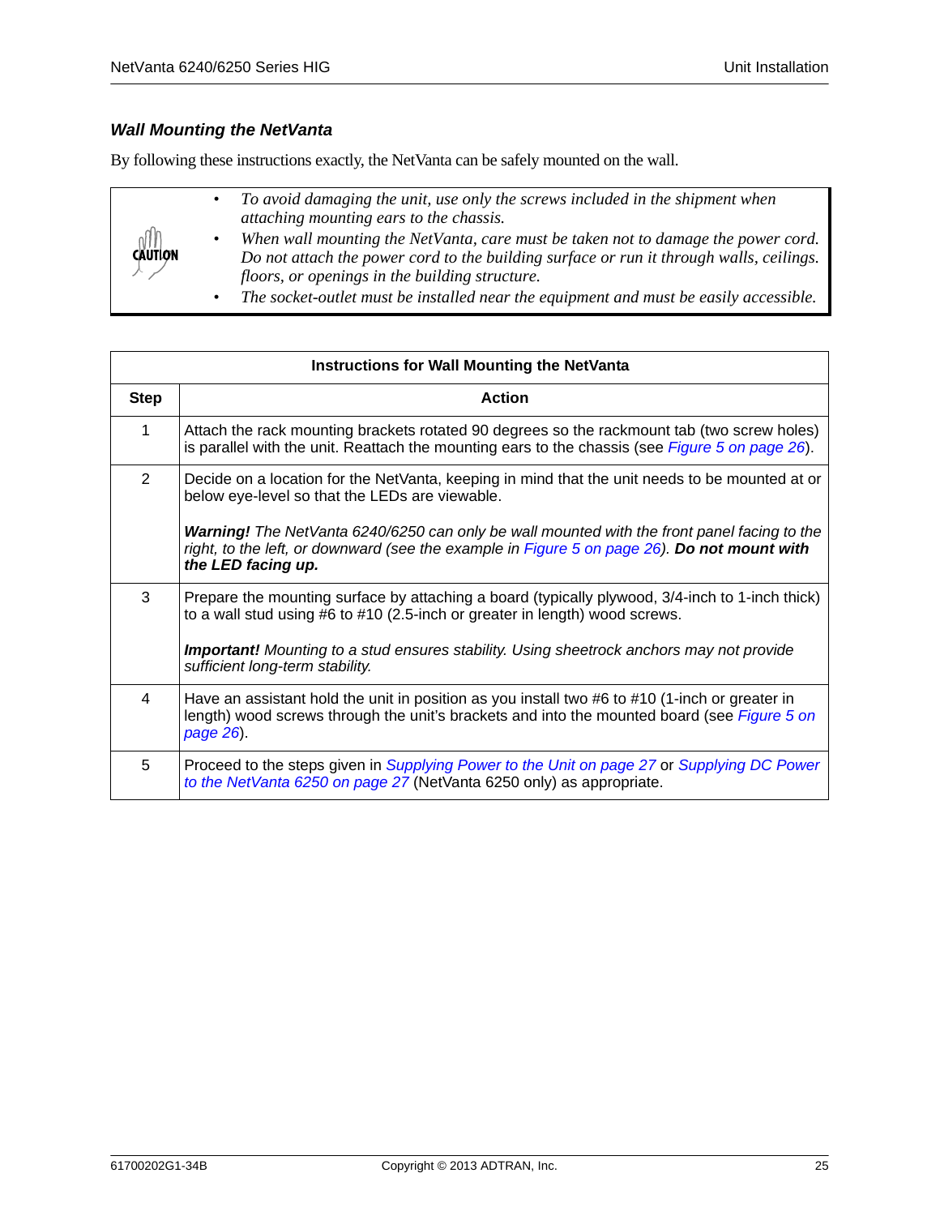### *Wall Mounting the NetVanta*

By following these instructions exactly, the NetVanta can be safely mounted on the wall.

> **CAUTION**
>
> - *To avoid damaging the unit, use only the screws included in the shipment when attaching mounting ears to the chassis.*
> - *When wall mounting the NetVanta, care must be taken not to damage the power cord. Do not attach the power cord to the building surface or run it through walls, ceilings, floors, or openings in the building structure.*
> - *The socket-outlet must be installed near the equipment and must be easily accessible.*

| Instructions for Wall Mounting the NetVanta | |
|---|---|
| **Step** | **Action** |
| 1 | Attach the rack mounting brackets rotated 90 degrees so the rackmount tab (two screw holes) is parallel with the unit. Reattach the mounting ears to the chassis (see *Figure 5 on page 26*). |
| 2 | Decide on a location for the NetVanta, keeping in mind that the unit needs to be mounted at or below eye-level so that the LEDs are viewable.<br><br>***Warning!*** *The NetVanta 6240/6250 can only be wall mounted with the front panel facing to the right, to the left, or downward (see the example in Figure 5 on page 26).* ***Do not mount with the LED facing up.*** |
| 3 | Prepare the mounting surface by attaching a board (typically plywood, 3/4-inch to 1-inch thick) to a wall stud using #6 to #10 (2.5-inch or greater in length) wood screws.<br><br>***Important!*** *Mounting to a stud ensures stability. Using sheetrock anchors may not provide sufficient long-term stability.* |
| 4 | Have an assistant hold the unit in position as you install two #6 to #10 (1-inch or greater in length) wood screws through the unit's brackets and into the mounted board (see *Figure 5 on page 26*). |
| 5 | Proceed to the steps given in *Supplying Power to the Unit on page 27* or *Supplying DC Power to the NetVanta 6250 on page 27* (NetVanta 6250 only) as appropriate. |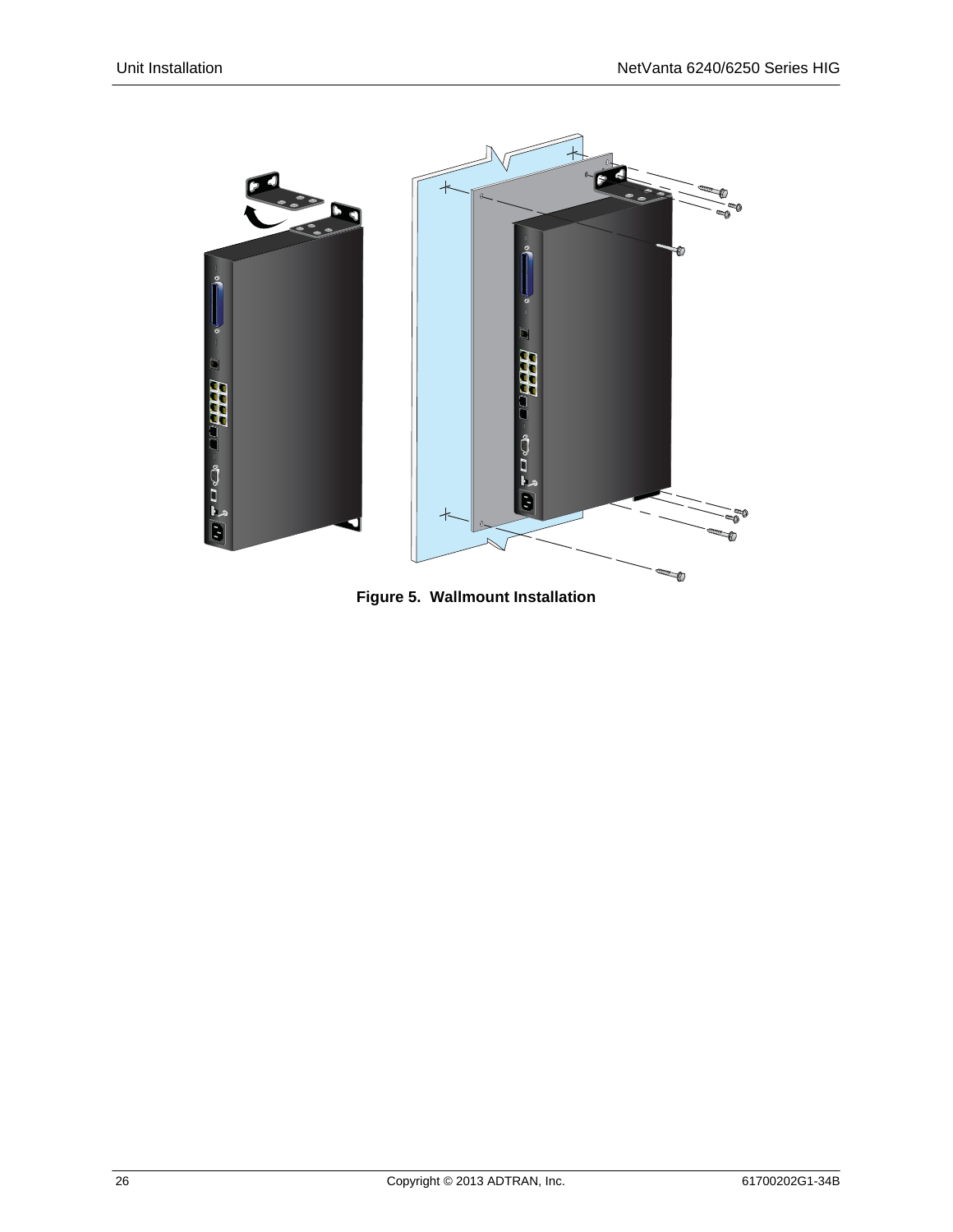**Figure 5. Wallmount Installation**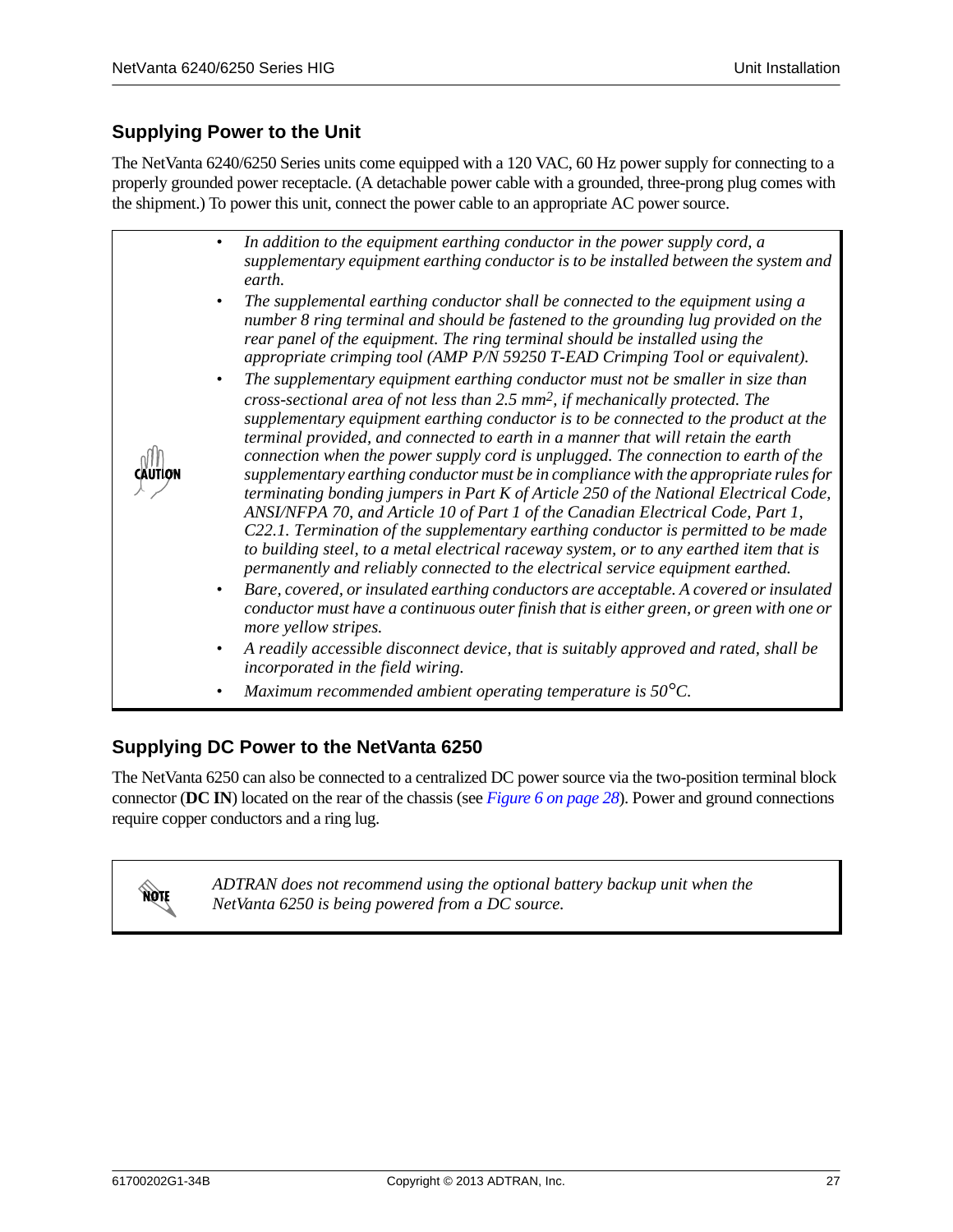## Supplying Power to the Unit

The NetVanta 6240/6250 Series units come equipped with a 120 VAC, 60 Hz power supply for connecting to a properly grounded power receptacle. (A detachable power cable with a grounded, three-prong plug comes with the shipment.) To power this unit, connect the power cable to an appropriate AC power source.

CAUTION

- *In addition to the equipment earthing conductor in the power supply cord, a supplementary equipment earthing conductor is to be installed between the system and earth.*
- *The supplemental earthing conductor shall be connected to the equipment using a number 8 ring terminal and should be fastened to the grounding lug provided on the rear panel of the equipment. The ring terminal should be installed using the appropriate crimping tool (AMP P/N 59250 T-EAD Crimping Tool or equivalent).*
- *The supplementary equipment earthing conductor must not be smaller in size than cross-sectional area of not less than 2.5 $mm^2$, if mechanically protected. The supplementary equipment earthing conductor is to be connected to the product at the terminal provided, and connected to earth in a manner that will retain the earth connection when the power supply cord is unplugged. The connection to earth of the supplementary earthing conductor must be in compliance with the appropriate rules for terminating bonding jumpers in Part K of Article 250 of the National Electrical Code, ANSI/NFPA 70, and Article 10 of Part 1 of the Canadian Electrical Code, Part 1, C22.1. Termination of the supplementary earthing conductor is permitted to be made to building steel, to a metal electrical raceway system, or to any earthed item that is permanently and reliably connected to the electrical service equipment earthed.*
- *Bare, covered, or insulated earthing conductors are acceptable. A covered or insulated conductor must have a continuous outer finish that is either green, or green with one or more yellow stripes.*
- *A readily accessible disconnect device, that is suitably approved and rated, shall be incorporated in the field wiring.*
- *Maximum recommended ambient operating temperature is 50°C.*

## Supplying DC Power to the NetVanta 6250

The NetVanta 6250 can also be connected to a centralized DC power source via the two-position terminal block connector (**DC IN**) located on the rear of the chassis (see *Figure 6 on page 28*). Power and ground connections require copper conductors and a ring lug.

NOTE

*ADTRAN does not recommend using the optional battery backup unit when the NetVanta 6250 is being powered from a DC source.*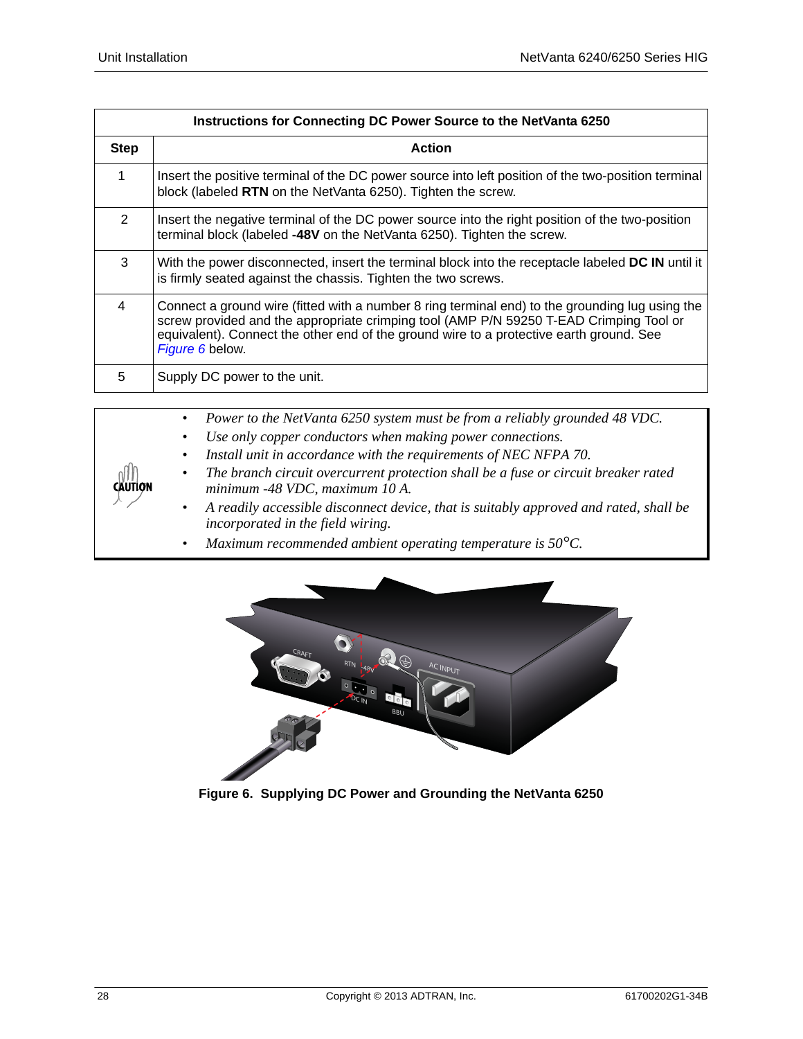| Instructions for Connecting DC Power Source to the NetVanta 6250 | |
|---|---|
| **Step** | **Action** |
| 1 | Insert the positive terminal of the DC power source into left position of the two-position terminal block (labeled **RTN** on the NetVanta 6250). Tighten the screw. |
| 2 | Insert the negative terminal of the DC power source into the right position of the two-position terminal block (labeled **-48V** on the NetVanta 6250). Tighten the screw. |
| 3 | With the power disconnected, insert the terminal block into the receptacle labeled **DC IN** until it is firmly seated against the chassis. Tighten the two screws. |
| 4 | Connect a ground wire (fitted with a number 8 ring terminal end) to the grounding lug using the screw provided and the appropriate crimping tool (AMP P/N 59250 T-EAD Crimping Tool or equivalent). Connect the other end of the ground wire to a protective earth ground. See *Figure 6* below. |
| 5 | Supply DC power to the unit. |

**CAUTION**

- *Power to the NetVanta 6250 system must be from a reliably grounded 48 VDC.*
- *Use only copper conductors when making power connections.*
- *Install unit in accordance with the requirements of NEC NFPA 70.*
- *The branch circuit overcurrent protection shall be a fuse or circuit breaker rated minimum -48 VDC, maximum 10 A.*
- *A readily accessible disconnect device, that is suitably approved and rated, shall be incorporated in the field wiring.*
- *Maximum recommended ambient operating temperature is 50°C.*

**Figure 6. Supplying DC Power and Grounding the NetVanta 6250**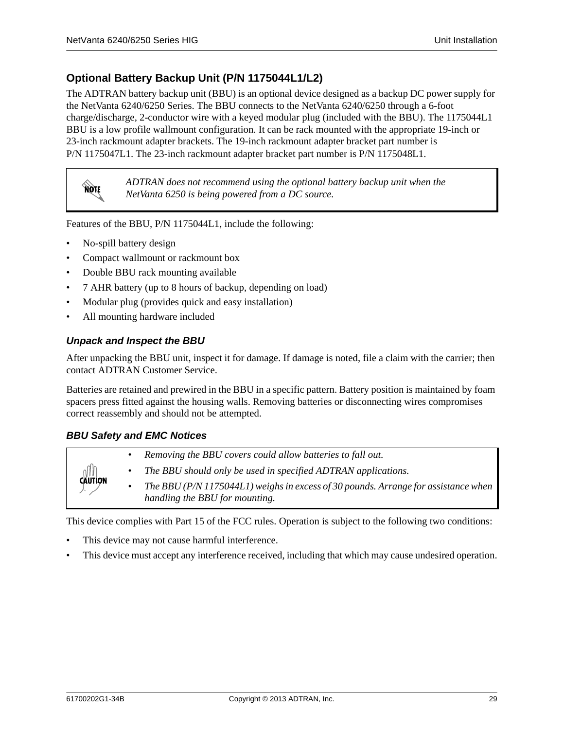## Optional Battery Backup Unit (P/N 1175044L1/L2)

The ADTRAN battery backup unit (BBU) is an optional device designed as a backup DC power supply for the NetVanta 6240/6250 Series. The BBU connects to the NetVanta 6240/6250 through a 6-foot charge/discharge, 2-conductor wire with a keyed modular plug (included with the BBU). The 1175044L1 BBU is a low profile wallmount configuration. It can be rack mounted with the appropriate 19-inch or 23-inch rackmount adapter brackets. The 19-inch rackmount adapter bracket part number is P/N 1175047L1. The 23-inch rackmount adapter bracket part number is P/N 1175048L1.

> **NOTE**
>
> *ADTRAN does not recommend using the optional battery backup unit when the NetVanta 6250 is being powered from a DC source.*

Features of the BBU, P/N 1175044L1, include the following:

- No-spill battery design
- Compact wallmount or rackmount box
- Double BBU rack mounting available
- 7 AHR battery (up to 8 hours of backup, depending on load)
- Modular plug (provides quick and easy installation)
- All mounting hardware included

### *Unpack and Inspect the BBU*

After unpacking the BBU unit, inspect it for damage. If damage is noted, file a claim with the carrier; then contact ADTRAN Customer Service.

Batteries are retained and prewired in the BBU in a specific pattern. Battery position is maintained by foam spacers press fitted against the housing walls. Removing batteries or disconnecting wires compromises correct reassembly and should not be attempted.

### *BBU Safety and EMC Notices*

> **CAUTION**
>
> - *Removing the BBU covers could allow batteries to fall out.*
> - *The BBU should only be used in specified ADTRAN applications.*
> - *The BBU (P/N 1175044L1) weighs in excess of 30 pounds. Arrange for assistance when handling the BBU for mounting.*

This device complies with Part 15 of the FCC rules. Operation is subject to the following two conditions:

- This device may not cause harmful interference.
- This device must accept any interference received, including that which may cause undesired operation.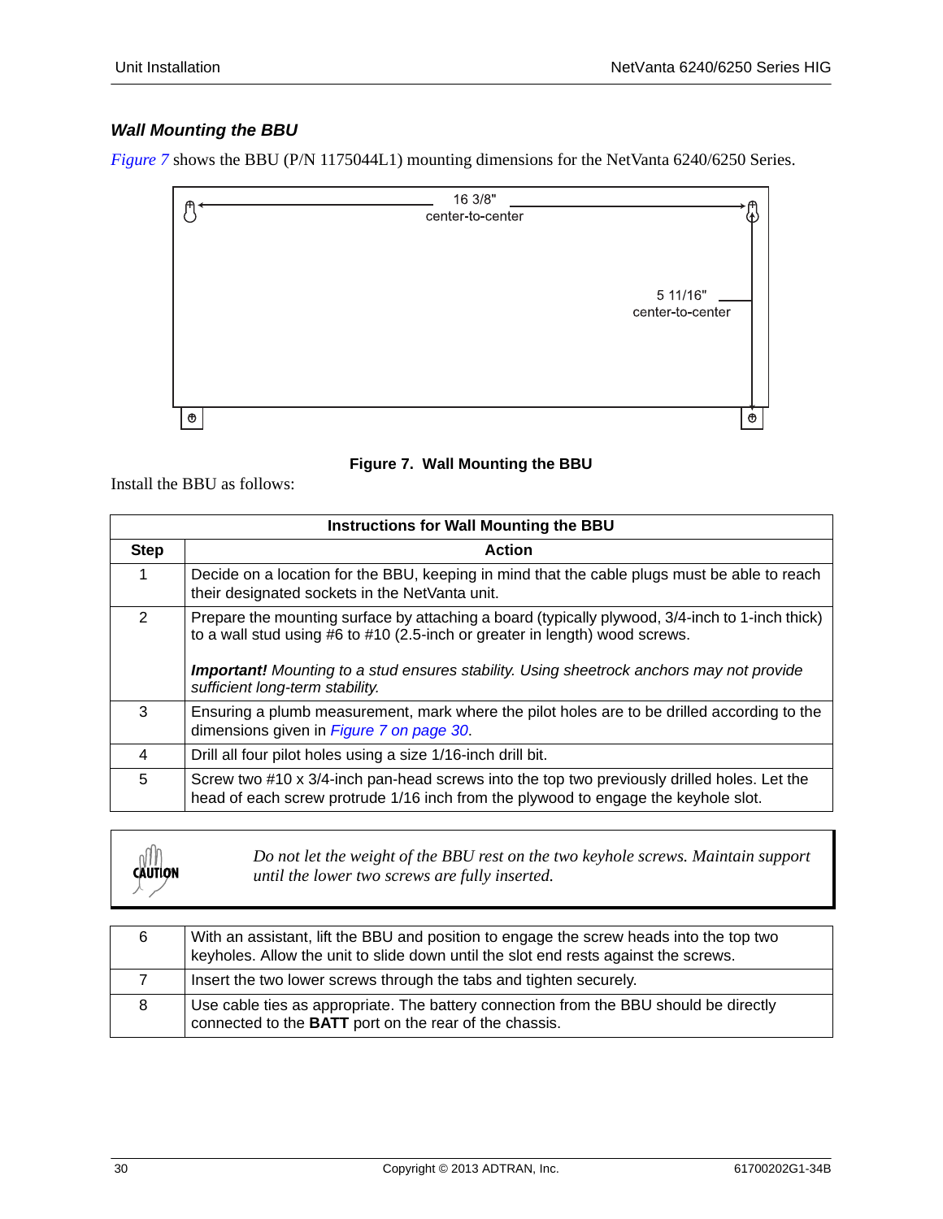### Wall Mounting the BBU

*Figure 7* shows the BBU (P/N 1175044L1) mounting dimensions for the NetVanta 6240/6250 Series.

16 3/8"
center-to-center

5 11/16"
center-to-center

**Figure 7. Wall Mounting the BBU**

Install the BBU as follows:

| Instructions for Wall Mounting the BBU | |
|---|---|
| **Step** | **Action** |
| 1 | Decide on a location for the BBU, keeping in mind that the cable plugs must be able to reach their designated sockets in the NetVanta unit. |
| 2 | Prepare the mounting surface by attaching a board (typically plywood, 3/4-inch to 1-inch thick) to a wall stud using #6 to #10 (2.5-inch or greater in length) wood screws.<br><br>***Important!*** *Mounting to a stud ensures stability. Using sheetrock anchors may not provide sufficient long-term stability.* |
| 3 | Ensuring a plumb measurement, mark where the pilot holes are to be drilled according to the dimensions given in *Figure 7 on page 30*. |
| 4 | Drill all four pilot holes using a size 1/16-inch drill bit. |
| 5 | Screw two #10 x 3/4-inch pan-head screws into the top two previously drilled holes. Let the head of each screw protrude 1/16 inch from the plywood to engage the keyhole slot. |

CAUTION

*Do not let the weight of the BBU rest on the two keyhole screws. Maintain support until the lower two screws are fully inserted.*

| | |
|---|---|
| 6 | With an assistant, lift the BBU and position to engage the screw heads into the top two keyholes. Allow the unit to slide down until the slot end rests against the screws. |
| 7 | Insert the two lower screws through the tabs and tighten securely. |
| 8 | Use cable ties as appropriate. The battery connection from the BBU should be directly connected to the **BATT** port on the rear of the chassis. |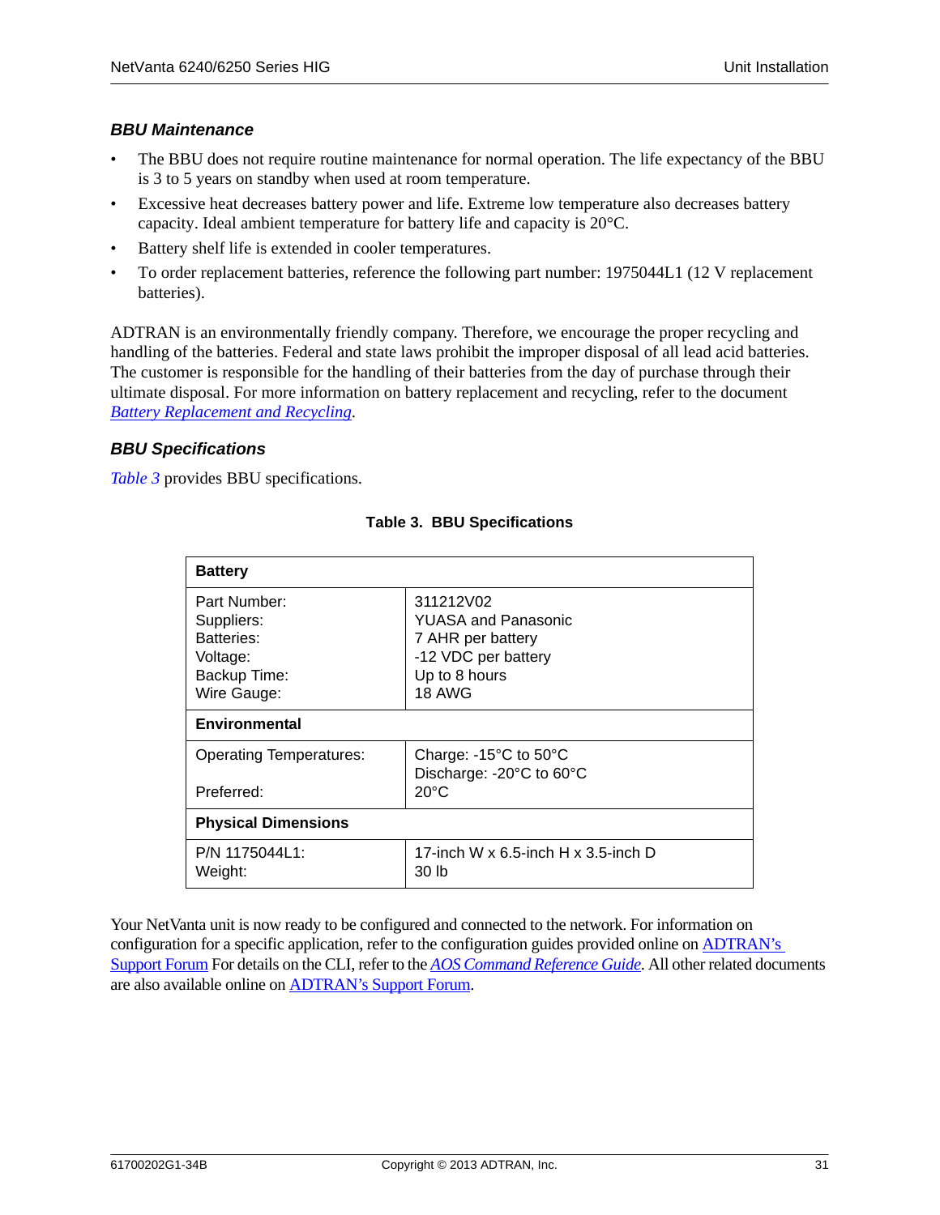### *BBU Maintenance*

- The BBU does not require routine maintenance for normal operation. The life expectancy of the BBU is 3 to 5 years on standby when used at room temperature.
- Excessive heat decreases battery power and life. Extreme low temperature also decreases battery capacity. Ideal ambient temperature for battery life and capacity is 20°C.
- Battery shelf life is extended in cooler temperatures.
- To order replacement batteries, reference the following part number: 1975044L1 (12 V replacement batteries).

ADTRAN is an environmentally friendly company. Therefore, we encourage the proper recycling and handling of the batteries. Federal and state laws prohibit the improper disposal of all lead acid batteries. The customer is responsible for the handling of their batteries from the day of purchase through their ultimate disposal. For more information on battery replacement and recycling, refer to the document *Battery Replacement and Recycling*.

### *BBU Specifications*

*Table 3* provides BBU specifications.

**Table 3. BBU Specifications**

| **Battery** | |
|---|---|
| Part Number:<br>Suppliers:<br>Batteries:<br>Voltage:<br>Backup Time:<br>Wire Gauge: | 311212V02<br>YUASA and Panasonic<br>7 AHR per battery<br>-12 VDC per battery<br>Up to 8 hours<br>18 AWG |
| **Environmental** | |
| Operating Temperatures:<br><br>Preferred: | Charge: -15°C to 50°C<br>Discharge: -20°C to 60°C<br>20°C |
| **Physical Dimensions** | |
| P/N 1175044L1:<br>Weight: | 17-inch W x 6.5-inch H x 3.5-inch D<br>30 lb |

Your NetVanta unit is now ready to be configured and connected to the network. For information on configuration for a specific application, refer to the configuration guides provided online on ADTRAN's Support Forum For details on the CLI, refer to the *AOS Command Reference Guide*. All other related documents are also available online on ADTRAN's Support Forum.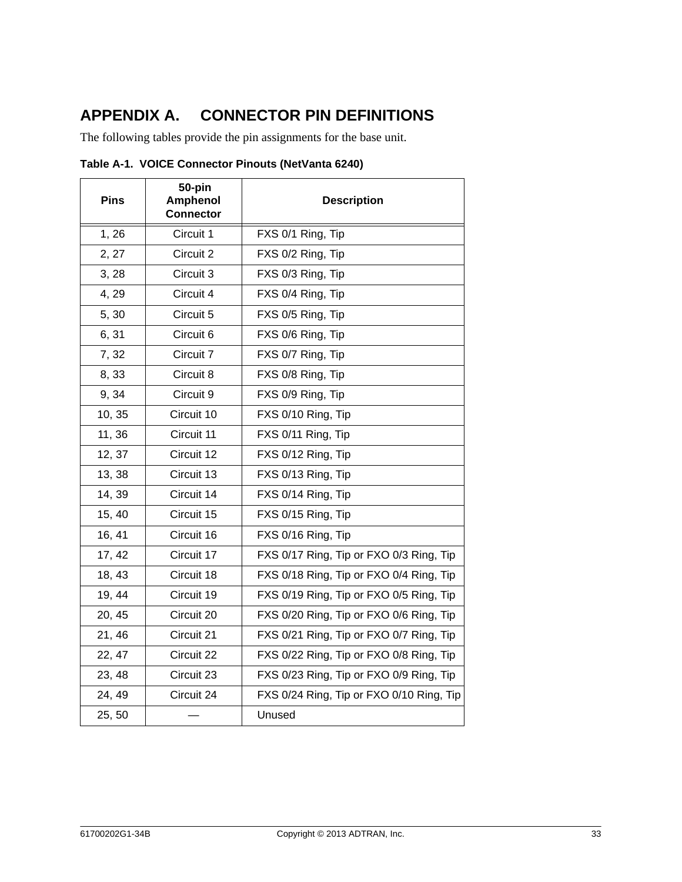# APPENDIX A. CONNECTOR PIN DEFINITIONS

The following tables provide the pin assignments for the base unit.

**Table A-1. VOICE Connector Pinouts (NetVanta 6240)**

| Pins | 50-pin Amphenol Connector | Description |
|---|---|---|
| 1, 26 | Circuit 1 | FXS 0/1 Ring, Tip |
| 2, 27 | Circuit 2 | FXS 0/2 Ring, Tip |
| 3, 28 | Circuit 3 | FXS 0/3 Ring, Tip |
| 4, 29 | Circuit 4 | FXS 0/4 Ring, Tip |
| 5, 30 | Circuit 5 | FXS 0/5 Ring, Tip |
| 6, 31 | Circuit 6 | FXS 0/6 Ring, Tip |
| 7, 32 | Circuit 7 | FXS 0/7 Ring, Tip |
| 8, 33 | Circuit 8 | FXS 0/8 Ring, Tip |
| 9, 34 | Circuit 9 | FXS 0/9 Ring, Tip |
| 10, 35 | Circuit 10 | FXS 0/10 Ring, Tip |
| 11, 36 | Circuit 11 | FXS 0/11 Ring, Tip |
| 12, 37 | Circuit 12 | FXS 0/12 Ring, Tip |
| 13, 38 | Circuit 13 | FXS 0/13 Ring, Tip |
| 14, 39 | Circuit 14 | FXS 0/14 Ring, Tip |
| 15, 40 | Circuit 15 | FXS 0/15 Ring, Tip |
| 16, 41 | Circuit 16 | FXS 0/16 Ring, Tip |
| 17, 42 | Circuit 17 | FXS 0/17 Ring, Tip or FXO 0/3 Ring, Tip |
| 18, 43 | Circuit 18 | FXS 0/18 Ring, Tip or FXO 0/4 Ring, Tip |
| 19, 44 | Circuit 19 | FXS 0/19 Ring, Tip or FXO 0/5 Ring, Tip |
| 20, 45 | Circuit 20 | FXS 0/20 Ring, Tip or FXO 0/6 Ring, Tip |
| 21, 46 | Circuit 21 | FXS 0/21 Ring, Tip or FXO 0/7 Ring, Tip |
| 22, 47 | Circuit 22 | FXS 0/22 Ring, Tip or FXO 0/8 Ring, Tip |
| 23, 48 | Circuit 23 | FXS 0/23 Ring, Tip or FXO 0/9 Ring, Tip |
| 24, 49 | Circuit 24 | FXS 0/24 Ring, Tip or FXO 0/10 Ring, Tip |
| 25, 50 | — | Unused |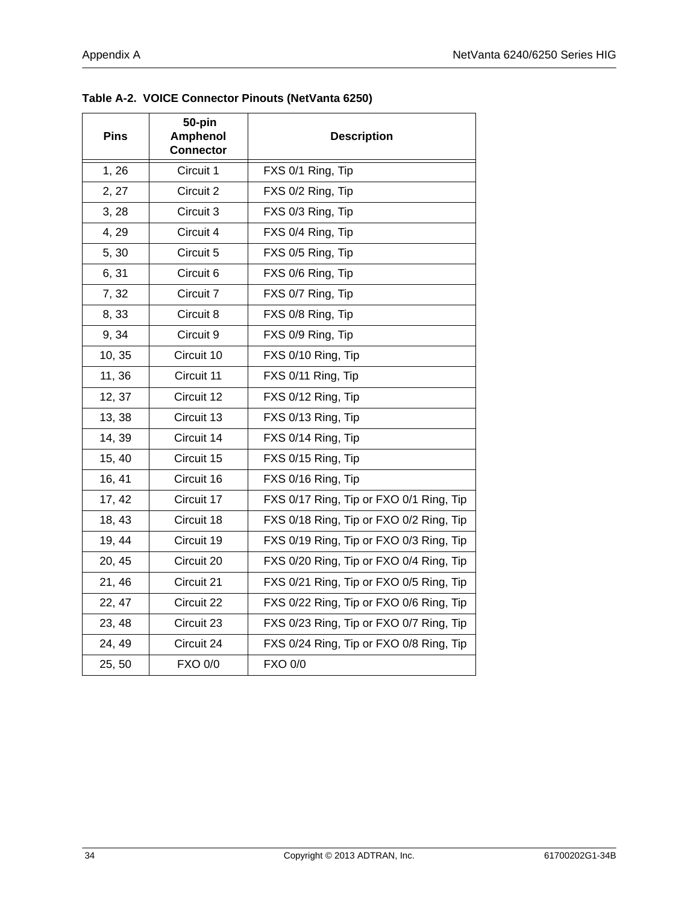**Table A-2. VOICE Connector Pinouts (NetVanta 6250)**

| Pins | 50-pin Amphenol Connector | Description |
|---|---|---|
| 1, 26 | Circuit 1 | FXS 0/1 Ring, Tip |
| 2, 27 | Circuit 2 | FXS 0/2 Ring, Tip |
| 3, 28 | Circuit 3 | FXS 0/3 Ring, Tip |
| 4, 29 | Circuit 4 | FXS 0/4 Ring, Tip |
| 5, 30 | Circuit 5 | FXS 0/5 Ring, Tip |
| 6, 31 | Circuit 6 | FXS 0/6 Ring, Tip |
| 7, 32 | Circuit 7 | FXS 0/7 Ring, Tip |
| 8, 33 | Circuit 8 | FXS 0/8 Ring, Tip |
| 9, 34 | Circuit 9 | FXS 0/9 Ring, Tip |
| 10, 35 | Circuit 10 | FXS 0/10 Ring, Tip |
| 11, 36 | Circuit 11 | FXS 0/11 Ring, Tip |
| 12, 37 | Circuit 12 | FXS 0/12 Ring, Tip |
| 13, 38 | Circuit 13 | FXS 0/13 Ring, Tip |
| 14, 39 | Circuit 14 | FXS 0/14 Ring, Tip |
| 15, 40 | Circuit 15 | FXS 0/15 Ring, Tip |
| 16, 41 | Circuit 16 | FXS 0/16 Ring, Tip |
| 17, 42 | Circuit 17 | FXS 0/17 Ring, Tip or FXO 0/1 Ring, Tip |
| 18, 43 | Circuit 18 | FXS 0/18 Ring, Tip or FXO 0/2 Ring, Tip |
| 19, 44 | Circuit 19 | FXS 0/19 Ring, Tip or FXO 0/3 Ring, Tip |
| 20, 45 | Circuit 20 | FXS 0/20 Ring, Tip or FXO 0/4 Ring, Tip |
| 21, 46 | Circuit 21 | FXS 0/21 Ring, Tip or FXO 0/5 Ring, Tip |
| 22, 47 | Circuit 22 | FXS 0/22 Ring, Tip or FXO 0/6 Ring, Tip |
| 23, 48 | Circuit 23 | FXS 0/23 Ring, Tip or FXO 0/7 Ring, Tip |
| 24, 49 | Circuit 24 | FXS 0/24 Ring, Tip or FXO 0/8 Ring, Tip |
| 25, 50 | FXO 0/0 | FXO 0/0 |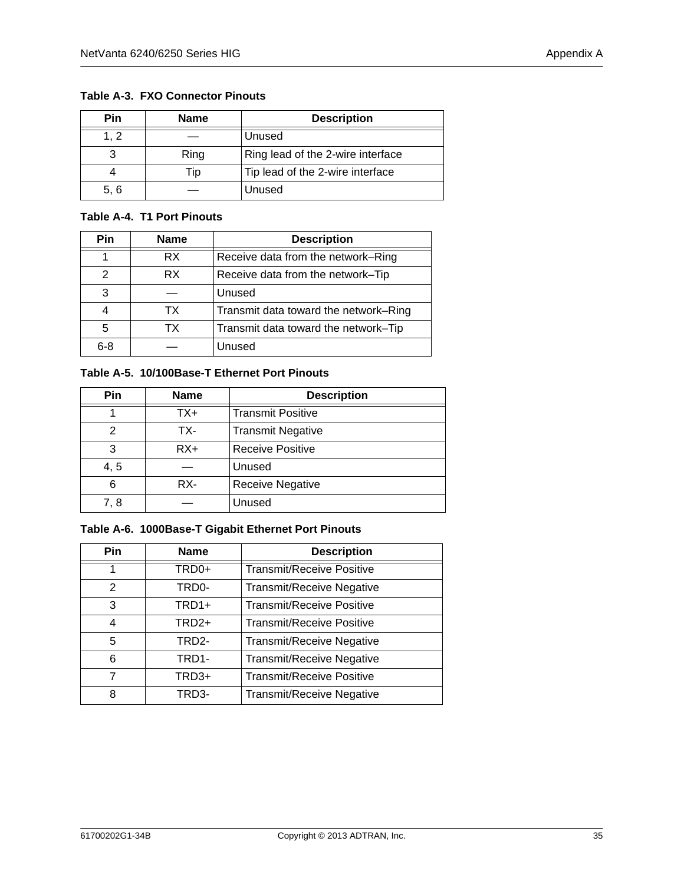**Table A-3. FXO Connector Pinouts**

| Pin | Name | Description |
|---|---|---|
| 1, 2 | — | Unused |
| 3 | Ring | Ring lead of the 2-wire interface |
| 4 | Tip | Tip lead of the 2-wire interface |
| 5, 6 | — | Unused |

**Table A-4. T1 Port Pinouts**

| Pin | Name | Description |
|---|---|---|
| 1 | RX | Receive data from the network–Ring |
| 2 | RX | Receive data from the network–Tip |
| 3 | — | Unused |
| 4 | TX | Transmit data toward the network–Ring |
| 5 | TX | Transmit data toward the network–Tip |
| 6-8 | — | Unused |

**Table A-5. 10/100Base-T Ethernet Port Pinouts**

| Pin | Name | Description |
|---|---|---|
| 1 | TX+ | Transmit Positive |
| 2 | TX- | Transmit Negative |
| 3 | RX+ | Receive Positive |
| 4, 5 | — | Unused |
| 6 | RX- | Receive Negative |
| 7, 8 | — | Unused |

**Table A-6. 1000Base-T Gigabit Ethernet Port Pinouts**

| Pin | Name | Description |
|---|---|---|
| 1 | TRD0+ | Transmit/Receive Positive |
| 2 | TRD0- | Transmit/Receive Negative |
| 3 | TRD1+ | Transmit/Receive Positive |
| 4 | TRD2+ | Transmit/Receive Positive |
| 5 | TRD2- | Transmit/Receive Negative |
| 6 | TRD1- | Transmit/Receive Negative |
| 7 | TRD3+ | Transmit/Receive Positive |
| 8 | TRD3- | Transmit/Receive Negative |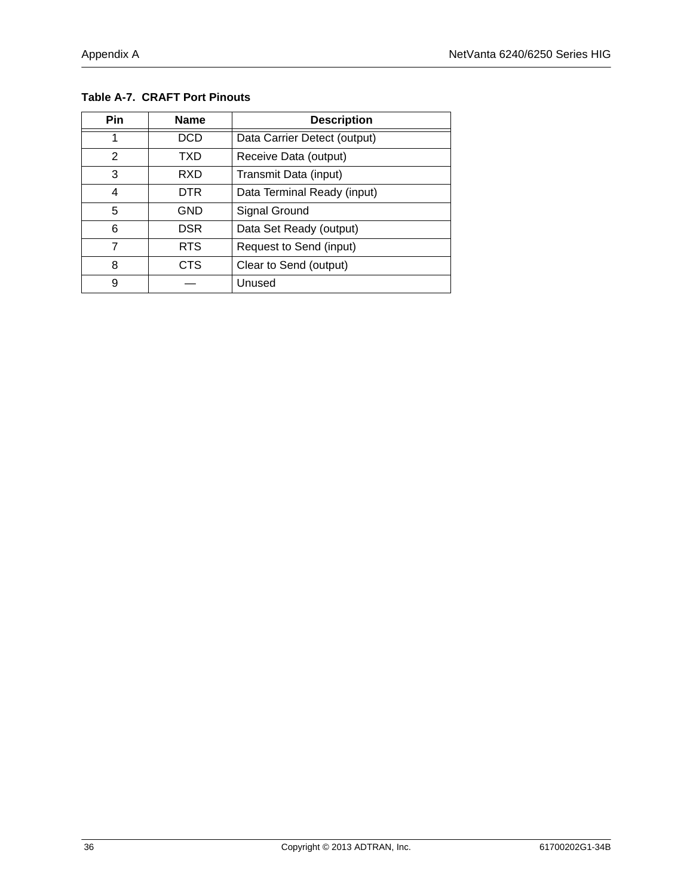**Table A-7. CRAFT Port Pinouts**

| Pin | Name | Description |
|---|---|---|
| 1 | DCD | Data Carrier Detect (output) |
| 2 | TXD | Receive Data (output) |
| 3 | RXD | Transmit Data (input) |
| 4 | DTR | Data Terminal Ready (input) |
| 5 | GND | Signal Ground |
| 6 | DSR | Data Set Ready (output) |
| 7 | RTS | Request to Send (input) |
| 8 | CTS | Clear to Send (output) |
| 9 | — | Unused |